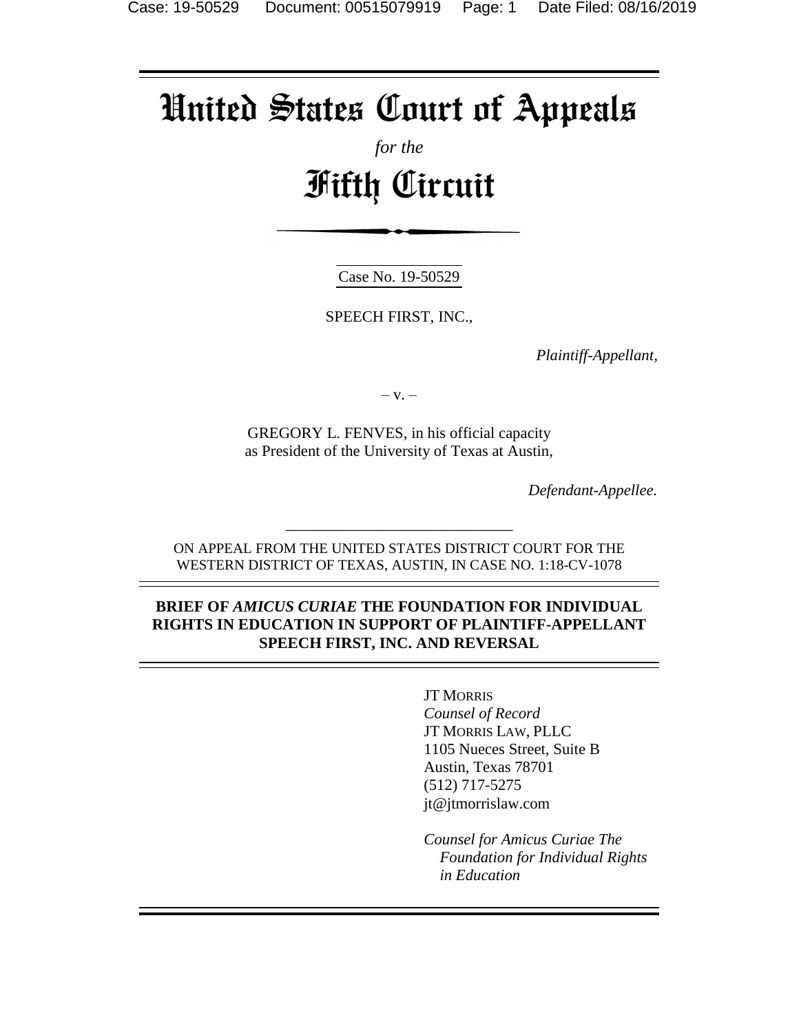# United States Court of Appeals

*for the*

# Fifth Circuit

Case No. 19-50529

SPEECH FIRST, INC.,

*Plaintiff-Appellant,*

– v. –

GREGORY L. FENVES, in his official capacity as President of the University of Texas at Austin,

*Defendant-Appellee.*

ON APPEAL FROM THE UNITED STATES DISTRICT COURT FOR THE WESTERN DISTRICT OF TEXAS, AUSTIN, IN CASE NO. 1:18-CV-1078

**BRIEF OF *AMICUS CURIAE* THE FOUNDATION FOR INDIVIDUAL RIGHTS IN EDUCATION IN SUPPORT OF PLAINTIFF-APPELLANT SPEECH FIRST, INC. AND REVERSAL**

JT MORRIS
*Counsel of Record*
JT MORRIS LAW, PLLC
1105 Nueces Street, Suite B
Austin, Texas 78701
(512) 717-5275
jt@jtmorrislaw.com

*Counsel for Amicus Curiae The Foundation for Individual Rights in Education*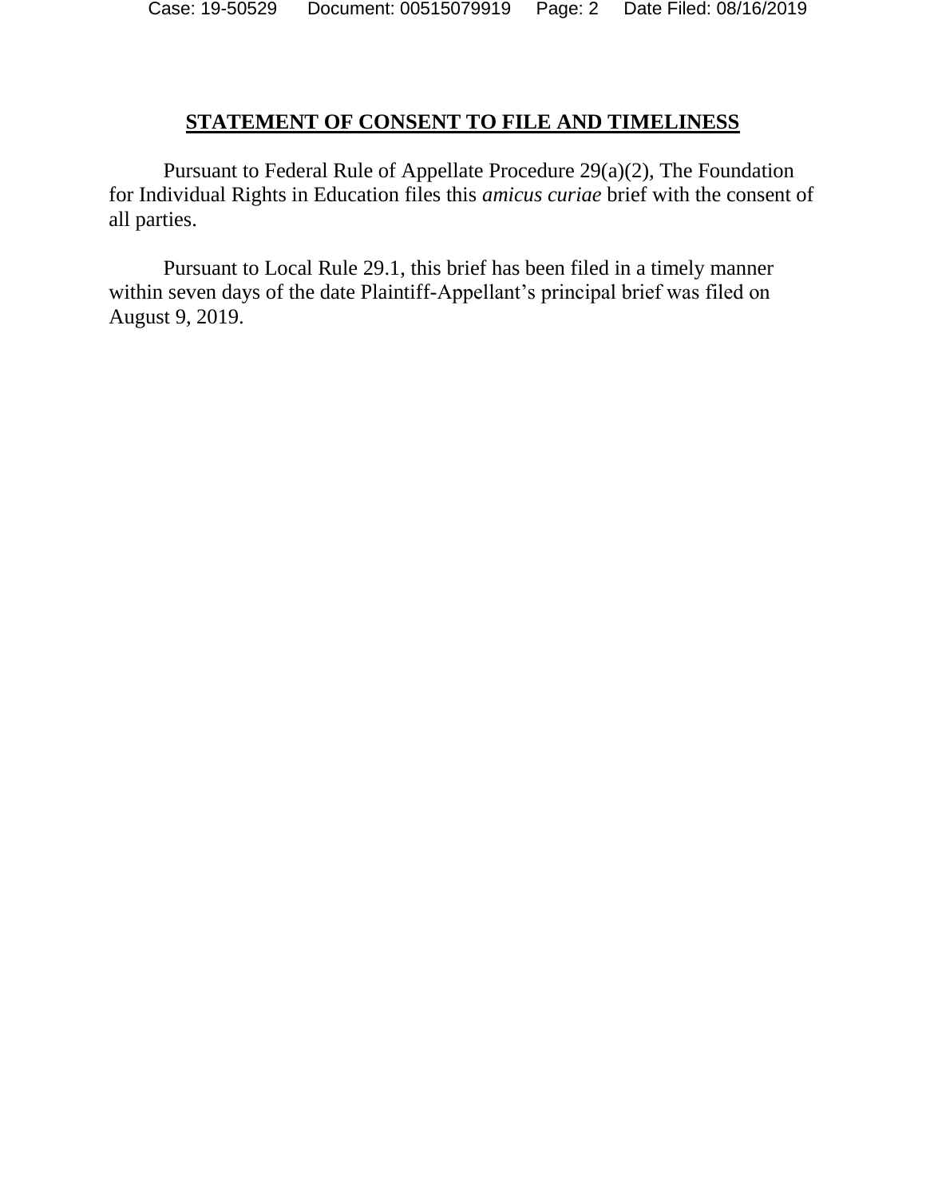## STATEMENT OF CONSENT TO FILE AND TIMELINESS

Pursuant to Federal Rule of Appellate Procedure 29(a)(2), The Foundation for Individual Rights in Education files this *amicus curiae* brief with the consent of all parties.

Pursuant to Local Rule 29.1, this brief has been filed in a timely manner within seven days of the date Plaintiff-Appellant's principal brief was filed on August 9, 2019.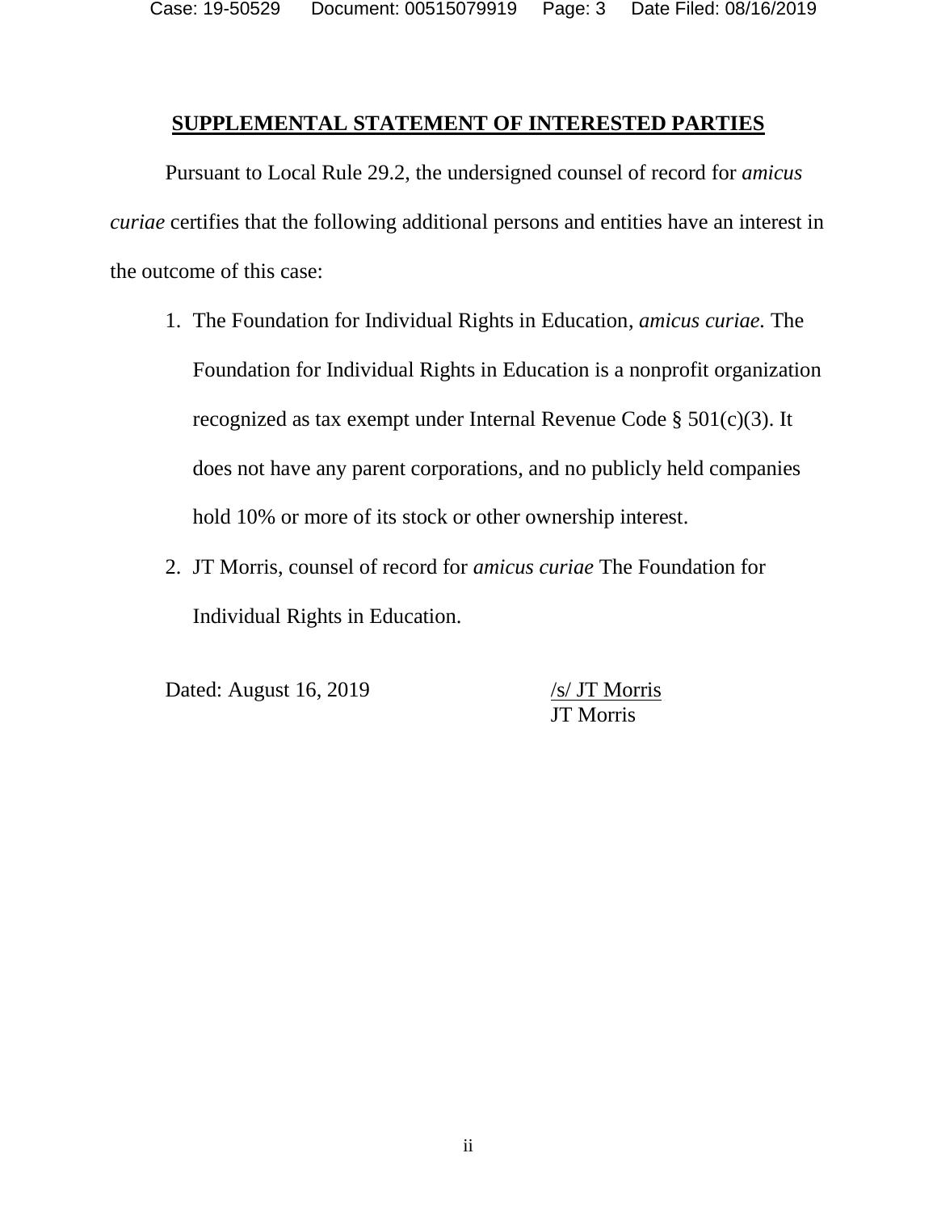## <u>SUPPLEMENTAL STATEMENT OF INTERESTED PARTIES</u>

Pursuant to Local Rule 29.2, the undersigned counsel of record for *amicus curiae* certifies that the following additional persons and entities have an interest in the outcome of this case:

1. The Foundation for Individual Rights in Education, *amicus curiae.* The Foundation for Individual Rights in Education is a nonprofit organization recognized as tax exempt under Internal Revenue Code § 501(c)(3). It does not have any parent corporations, and no publicly held companies hold 10% or more of its stock or other ownership interest.
2. JT Morris, counsel of record for *amicus curiae* The Foundation for Individual Rights in Education.

Dated: August 16, 2019

<u>/s/ JT Morris</u>
JT Morris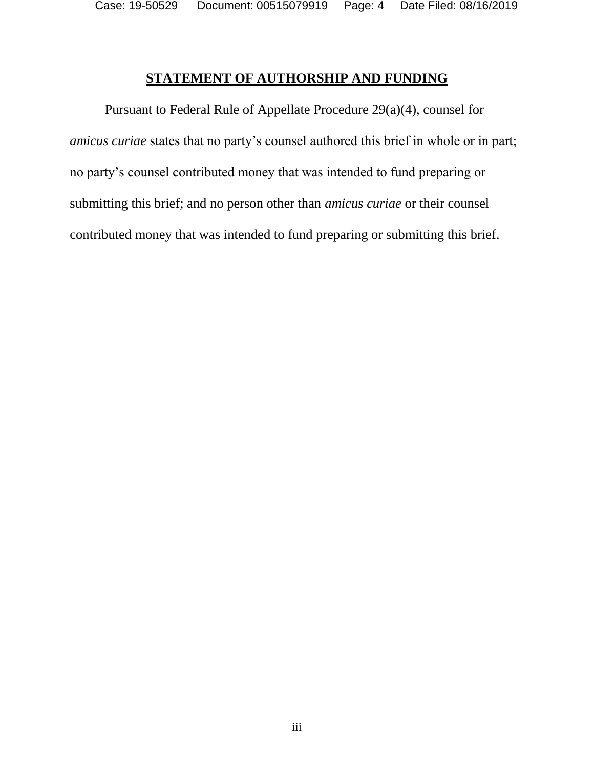## STATEMENT OF AUTHORSHIP AND FUNDING

Pursuant to Federal Rule of Appellate Procedure 29(a)(4), counsel for *amicus curiae* states that no party's counsel authored this brief in whole or in part; no party's counsel contributed money that was intended to fund preparing or submitting this brief; and no person other than *amicus curiae* or their counsel contributed money that was intended to fund preparing or submitting this brief.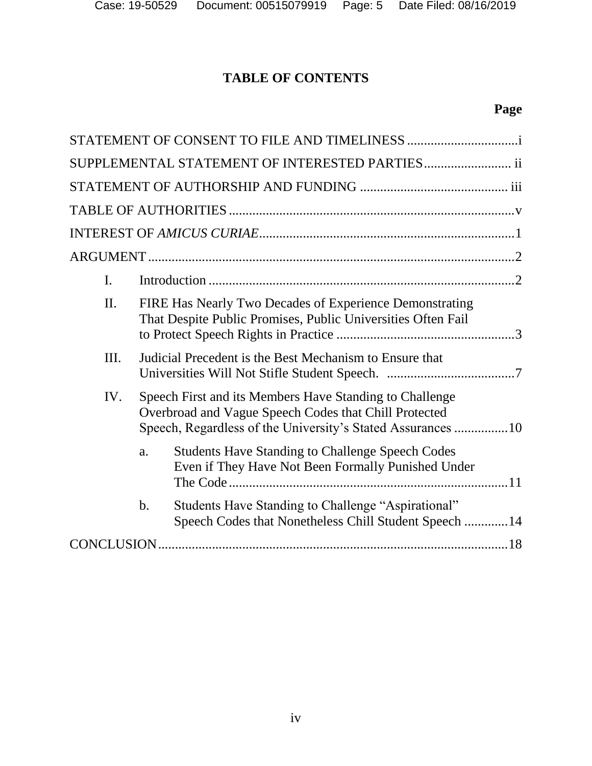# TABLE OF CONTENTS

**Page**

STATEMENT OF CONSENT TO FILE AND TIMELINESS .................................i

SUPPLEMENTAL STATEMENT OF INTERESTED PARTIES.......................... ii

STATEMENT OF AUTHORSHIP AND FUNDING ........................................... iii

TABLE OF AUTHORITIES .....................................................................................v

INTEREST OF *AMICUS CURIAE*............................................................................1

ARGUMENT ............................................................................................................2

- I. Introduction ...........................................................................................2
- II. FIRE Has Nearly Two Decades of Experience Demonstrating That Despite Public Promises, Public Universities Often Fail to Protect Speech Rights in Practice .....................................................3
- III. Judicial Precedent is the Best Mechanism to Ensure that Universities Will Not Stifle Student Speech. ......................................7
- IV. Speech First and its Members Have Standing to Challenge Overbroad and Vague Speech Codes that Chill Protected Speech, Regardless of the University's Stated Assurances ................10
  - a. Students Have Standing to Challenge Speech Codes Even if They Have Not Been Formally Punished Under The Code ...................................................................................11
  - b. Students Have Standing to Challenge "Aspirational" Speech Codes that Nonetheless Chill Student Speech .............14

CONCLUSION .......................................................................................................18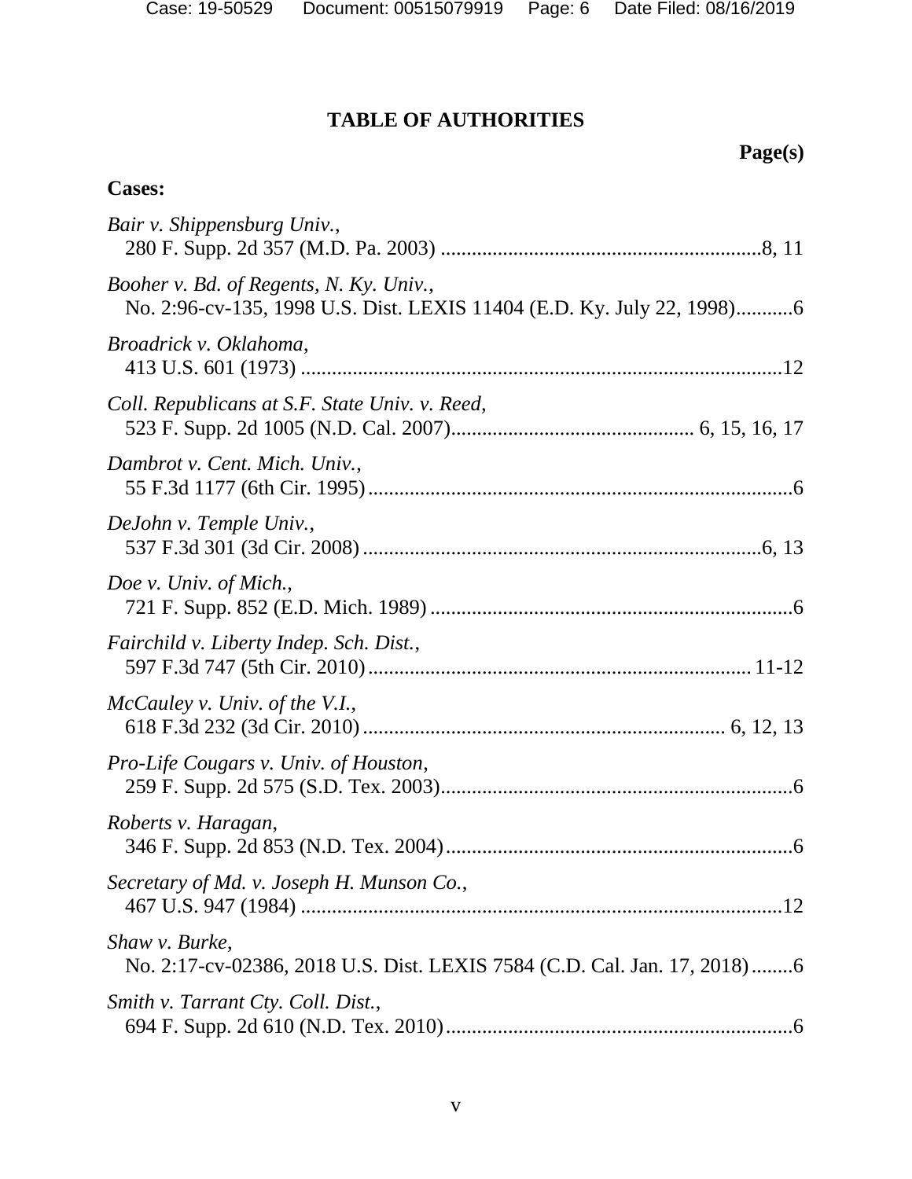# TABLE OF AUTHORITIES

**Page(s)**

**Cases:**

*Bair v. Shippensburg Univ.*,
280 F. Supp. 2d 357 (M.D. Pa. 2003) ..............................................................8, 11

*Booher v. Bd. of Regents, N. Ky. Univ.*,
No. 2:96-cv-135, 1998 U.S. Dist. LEXIS 11404 (E.D. Ky. July 22, 1998)...........6

*Broadrick v. Oklahoma*,
413 U.S. 601 (1973) .............................................................................................12

*Coll. Republicans at S.F. State Univ. v. Reed*,
523 F. Supp. 2d 1005 (N.D. Cal. 2007)............................................... 6, 15, 16, 17

*Dambrot v. Cent. Mich. Univ.*,
55 F.3d 1177 (6th Cir. 1995)..................................................................................6

*DeJohn v. Temple Univ.*,
537 F.3d 301 (3d Cir. 2008).............................................................................6, 13

*Doe v. Univ. of Mich.*,
721 F. Supp. 852 (E.D. Mich. 1989) ......................................................................6

*Fairchild v. Liberty Indep. Sch. Dist.*,
597 F.3d 747 (5th Cir. 2010)......................................................................... 11-12

*McCauley v. Univ. of the V.I.*,
618 F.3d 232 (3d Cir. 2010) ..................................................................... 6, 12, 13

*Pro-Life Cougars v. Univ. of Houston*,
259 F. Supp. 2d 575 (S.D. Tex. 2003)....................................................................6

*Roberts v. Haragan*,
346 F. Supp. 2d 853 (N.D. Tex. 2004)...................................................................6

*Secretary of Md. v. Joseph H. Munson Co.*,
467 U.S. 947 (1984) .............................................................................................12

*Shaw v. Burke*,
No. 2:17-cv-02386, 2018 U.S. Dist. LEXIS 7584 (C.D. Cal. Jan. 17, 2018)........6

*Smith v. Tarrant Cty. Coll. Dist.*,
694 F. Supp. 2d 610 (N.D. Tex. 2010)...................................................................6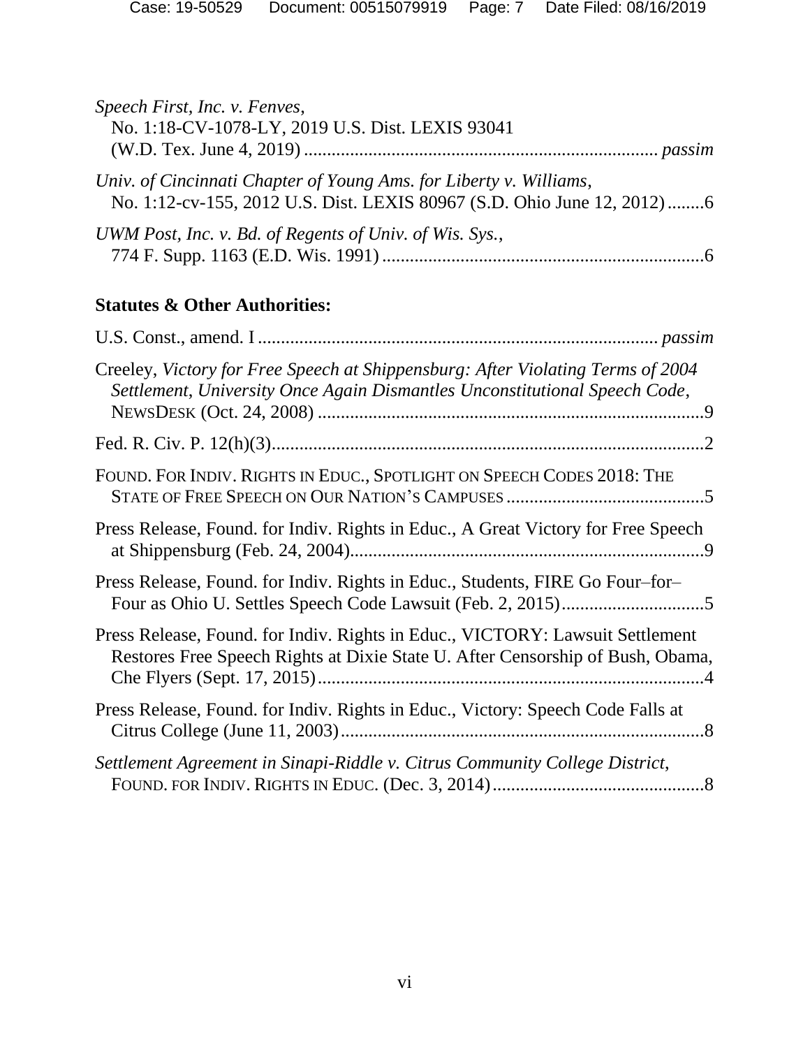*Speech First, Inc. v. Fenves*,
No. 1:18-CV-1078-LY, 2019 U.S. Dist. LEXIS 93041
(W.D. Tex. June 4, 2019) ........................................................................... *passim*

*Univ. of Cincinnati Chapter of Young Ams. for Liberty v. Williams*,
No. 1:12-cv-155, 2012 U.S. Dist. LEXIS 80967 (S.D. Ohio June 12, 2012) ........6

*UWM Post, Inc. v. Bd. of Regents of Univ. of Wis. Sys.*,
774 F. Supp. 1163 (E.D. Wis. 1991) .....................................................................6

**Statutes & Other Authorities:**

U.S. Const., amend. I ..................................................................................... *passim*

Creeley, *Victory for Free Speech at Shippensburg: After Violating Terms of 2004 Settlement, University Once Again Dismantles Unconstitutional Speech Code*, NEWSDESK (Oct. 24, 2008) ...................................................................................9

Fed. R. Civ. P. 12(h)(3).............................................................................................2

FOUND. FOR INDIV. RIGHTS IN EDUC., SPOTLIGHT ON SPEECH CODES 2018: THE STATE OF FREE SPEECH ON OUR NATION'S CAMPUSES ...........................................5

Press Release, Found. for Indiv. Rights in Educ., A Great Victory for Free Speech at Shippensburg (Feb. 24, 2004)............................................................................9

Press Release, Found. for Indiv. Rights in Educ., Students, FIRE Go Four–for–Four as Ohio U. Settles Speech Code Lawsuit (Feb. 2, 2015)...............................5

Press Release, Found. for Indiv. Rights in Educ., VICTORY: Lawsuit Settlement Restores Free Speech Rights at Dixie State U. After Censorship of Bush, Obama, Che Flyers (Sept. 17, 2015)...................................................................................4

Press Release, Found. for Indiv. Rights in Educ., Victory: Speech Code Falls at Citrus College (June 11, 2003)..............................................................................8

*Settlement Agreement in Sinapi-Riddle v. Citrus Community College District*, FOUND. FOR INDIV. RIGHTS IN EDUC. (Dec. 3, 2014)..............................................8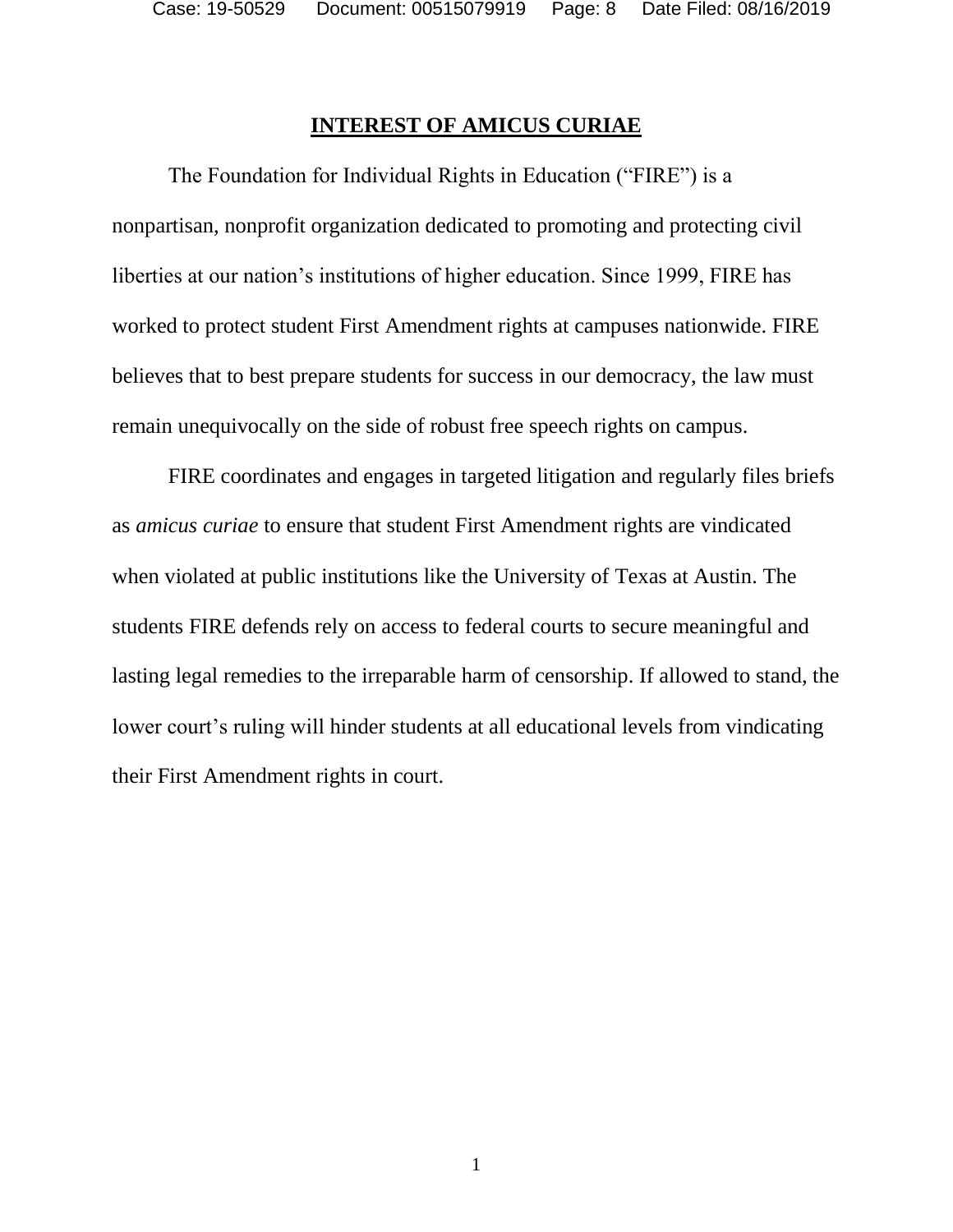## INTEREST OF AMICUS CURIAE

The Foundation for Individual Rights in Education ("FIRE") is a nonpartisan, nonprofit organization dedicated to promoting and protecting civil liberties at our nation's institutions of higher education. Since 1999, FIRE has worked to protect student First Amendment rights at campuses nationwide. FIRE believes that to best prepare students for success in our democracy, the law must remain unequivocally on the side of robust free speech rights on campus.

FIRE coordinates and engages in targeted litigation and regularly files briefs as *amicus curiae* to ensure that student First Amendment rights are vindicated when violated at public institutions like the University of Texas at Austin. The students FIRE defends rely on access to federal courts to secure meaningful and lasting legal remedies to the irreparable harm of censorship. If allowed to stand, the lower court's ruling will hinder students at all educational levels from vindicating their First Amendment rights in court.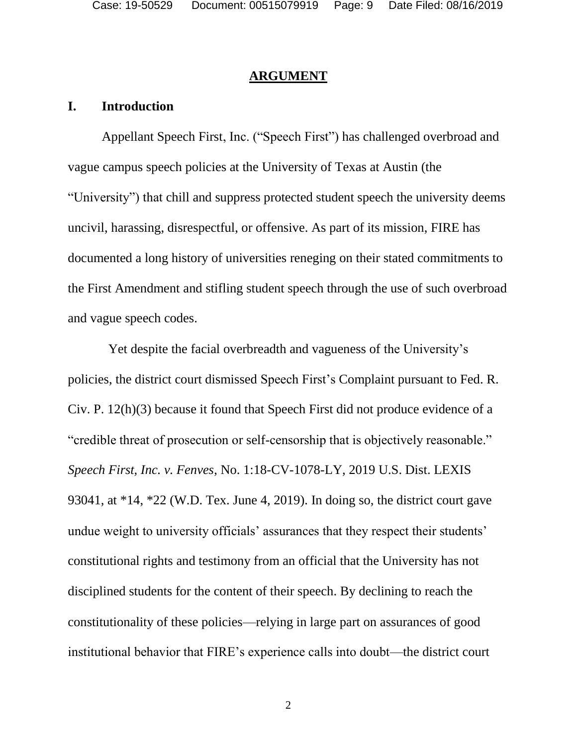## ARGUMENT

### I. Introduction

Appellant Speech First, Inc. ("Speech First") has challenged overbroad and vague campus speech policies at the University of Texas at Austin (the "University") that chill and suppress protected student speech the university deems uncivil, harassing, disrespectful, or offensive. As part of its mission, FIRE has documented a long history of universities reneging on their stated commitments to the First Amendment and stifling student speech through the use of such overbroad and vague speech codes.

Yet despite the facial overbreadth and vagueness of the University's policies, the district court dismissed Speech First's Complaint pursuant to Fed. R. Civ. P. 12(h)(3) because it found that Speech First did not produce evidence of a "credible threat of prosecution or self-censorship that is objectively reasonable." *Speech First, Inc. v. Fenves*, No. 1:18-CV-1078-LY, 2019 U.S. Dist. LEXIS 93041, at *14, *22 (W.D. Tex. June 4, 2019). In doing so, the district court gave undue weight to university officials' assurances that they respect their students' constitutional rights and testimony from an official that the University has not disciplined students for the content of their speech. By declining to reach the constitutionality of these policies—relying in large part on assurances of good institutional behavior that FIRE's experience calls into doubt—the district court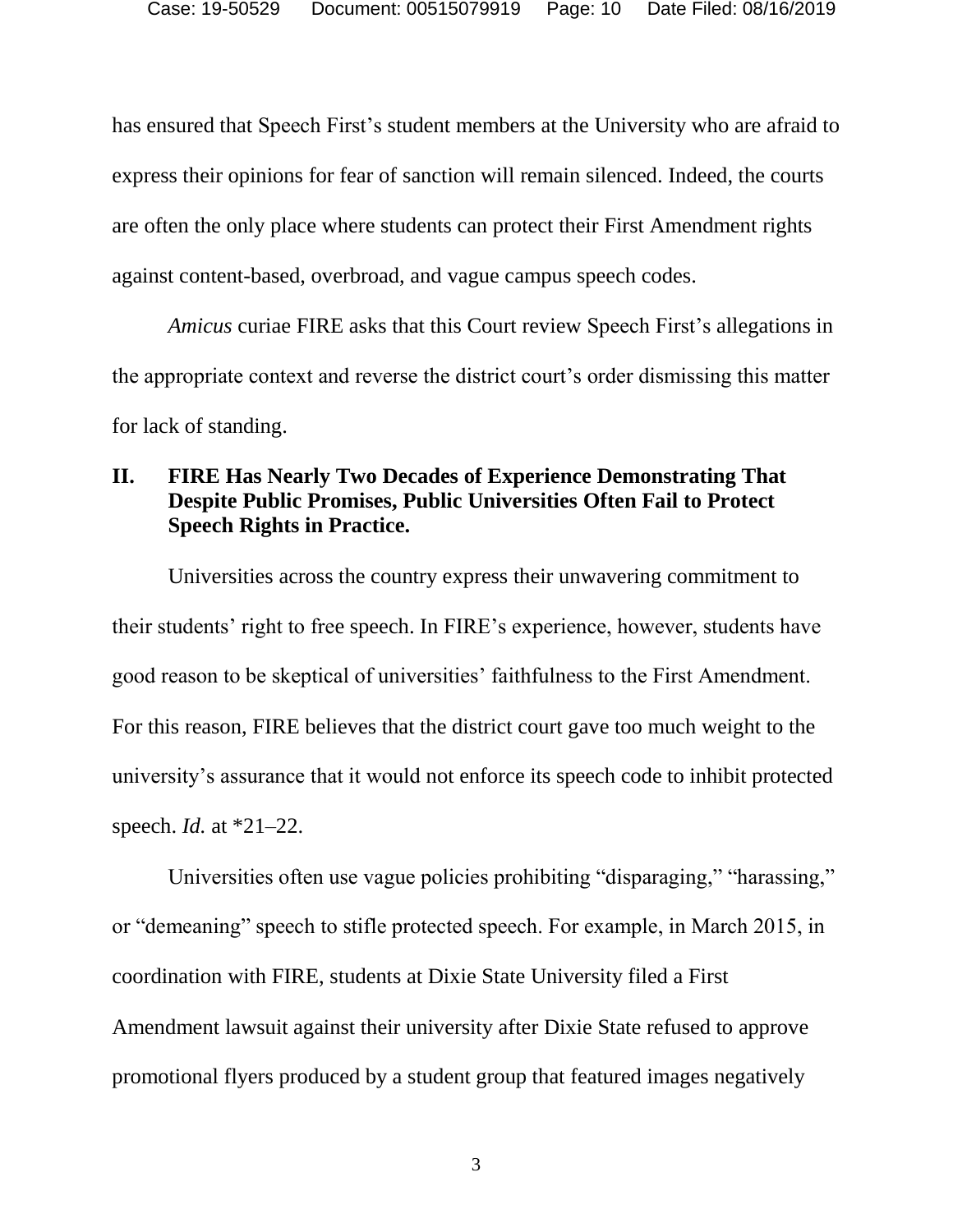has ensured that Speech First's student members at the University who are afraid to express their opinions for fear of sanction will remain silenced. Indeed, the courts are often the only place where students can protect their First Amendment rights against content-based, overbroad, and vague campus speech codes.

*Amicus* curiae FIRE asks that this Court review Speech First's allegations in the appropriate context and reverse the district court's order dismissing this matter for lack of standing.

## II. FIRE Has Nearly Two Decades of Experience Demonstrating That Despite Public Promises, Public Universities Often Fail to Protect Speech Rights in Practice.

Universities across the country express their unwavering commitment to their students' right to free speech. In FIRE's experience, however, students have good reason to be skeptical of universities' faithfulness to the First Amendment. For this reason, FIRE believes that the district court gave too much weight to the university's assurance that it would not enforce its speech code to inhibit protected speech. *Id.* at *21–22.

Universities often use vague policies prohibiting "disparaging," "harassing," or "demeaning" speech to stifle protected speech. For example, in March 2015, in coordination with FIRE, students at Dixie State University filed a First Amendment lawsuit against their university after Dixie State refused to approve promotional flyers produced by a student group that featured images negatively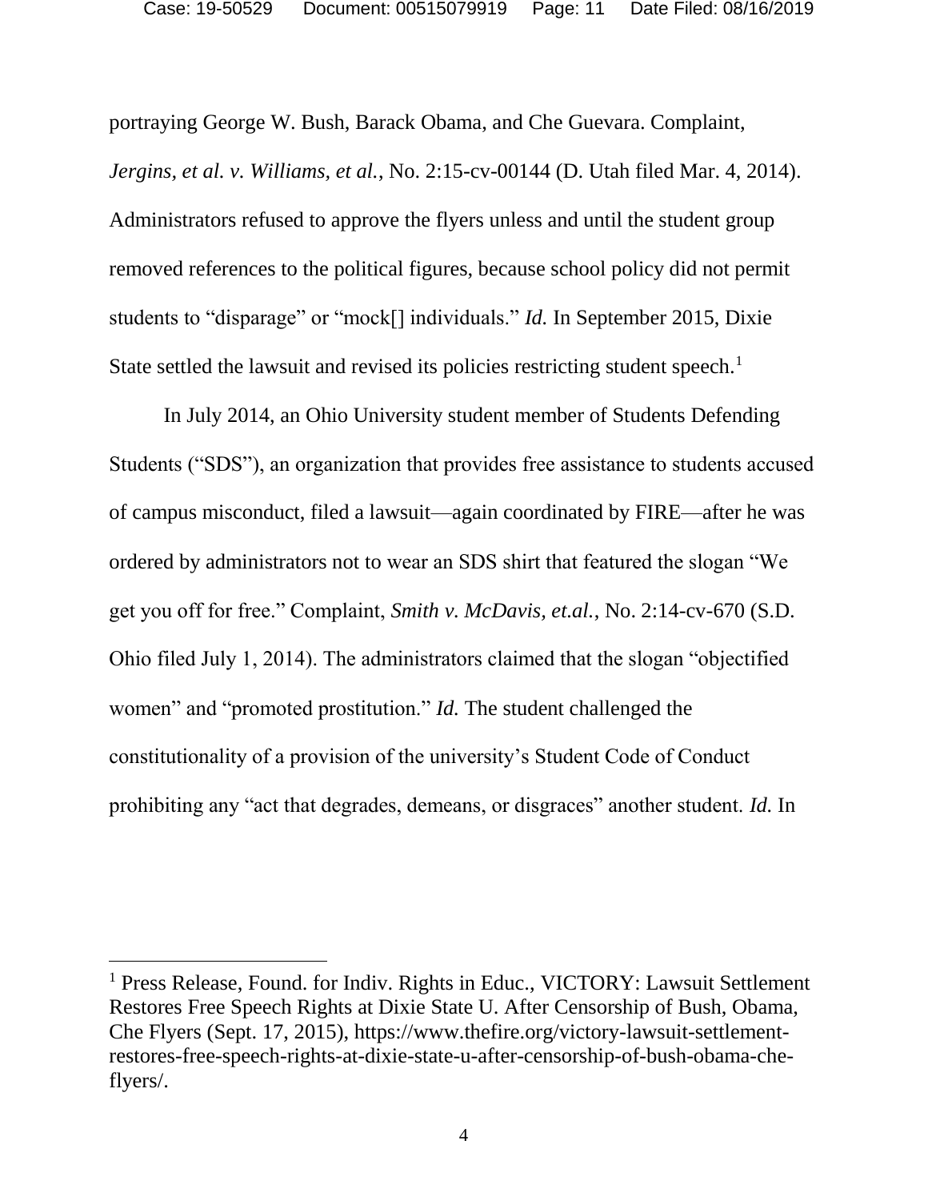portraying George W. Bush, Barack Obama, and Che Guevara. Complaint, *Jergins, et al. v. Williams, et al.*, No. 2:15-cv-00144 (D. Utah filed Mar. 4, 2014). Administrators refused to approve the flyers unless and until the student group removed references to the political figures, because school policy did not permit students to "disparage" or "mock[] individuals." *Id.* In September 2015, Dixie State settled the lawsuit and revised its policies restricting student speech.[1]

In July 2014, an Ohio University student member of Students Defending Students ("SDS"), an organization that provides free assistance to students accused of campus misconduct, filed a lawsuit—again coordinated by FIRE—after he was ordered by administrators not to wear an SDS shirt that featured the slogan "We get you off for free." Complaint, *Smith v. McDavis, et.al.*, No. 2:14-cv-670 (S.D. Ohio filed July 1, 2014). The administrators claimed that the slogan "objectified women" and "promoted prostitution." *Id.* The student challenged the constitutionality of a provision of the university's Student Code of Conduct prohibiting any "act that degrades, demeans, or disgraces" another student. *Id.* In

---

[1] Press Release, Found. for Indiv. Rights in Educ., VICTORY: Lawsuit Settlement Restores Free Speech Rights at Dixie State U. After Censorship of Bush, Obama, Che Flyers (Sept. 17, 2015), https://www.thefire.org/victory-lawsuit-settlement-restores-free-speech-rights-at-dixie-state-u-after-censorship-of-bush-obama-che-flyers/.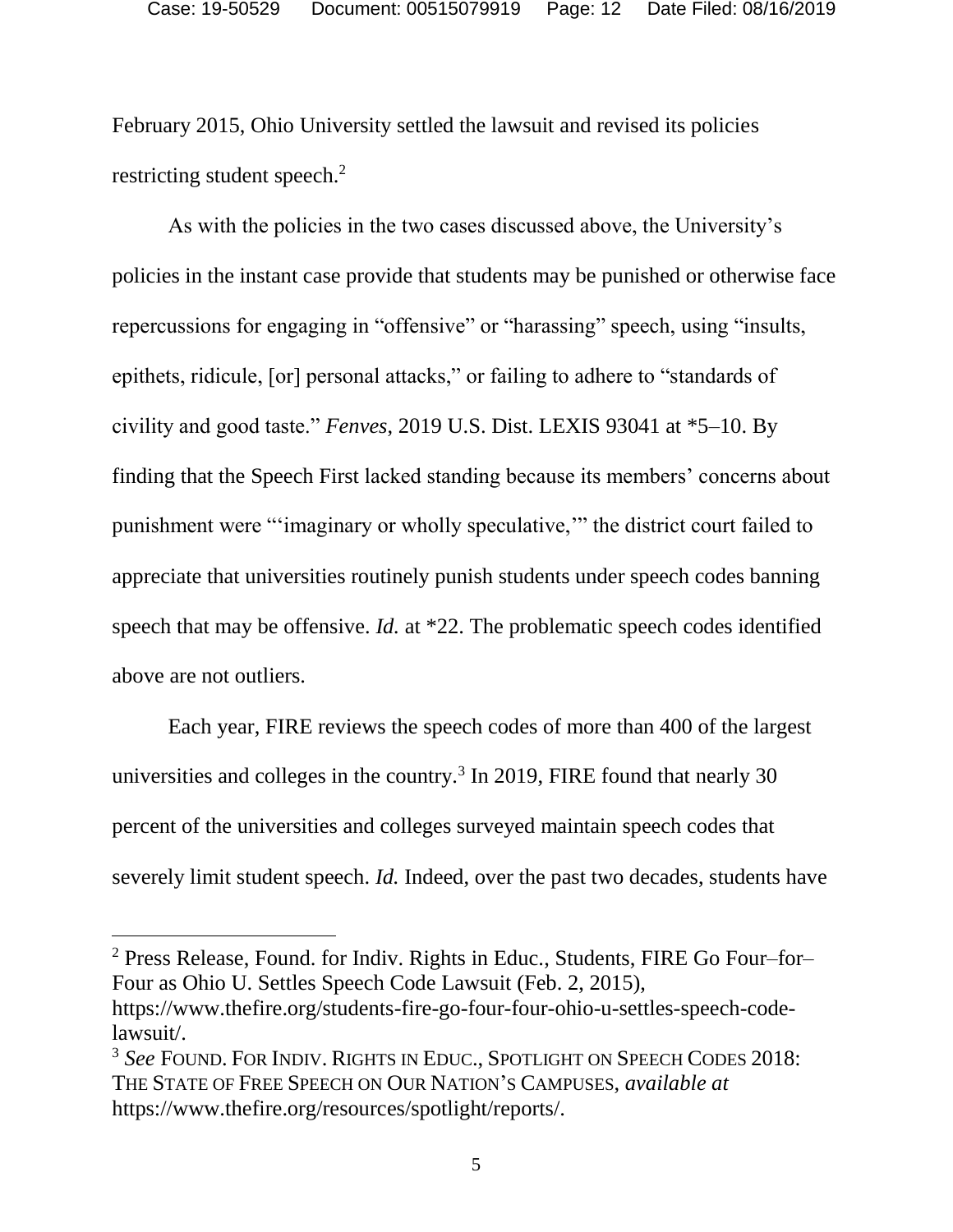February 2015, Ohio University settled the lawsuit and revised its policies restricting student speech.[2]

As with the policies in the two cases discussed above, the University's policies in the instant case provide that students may be punished or otherwise face repercussions for engaging in "offensive" or "harassing" speech, using "insults, epithets, ridicule, [or] personal attacks," or failing to adhere to "standards of civility and good taste." *Fenves*, 2019 U.S. Dist. LEXIS 93041 at *5–10. By finding that the Speech First lacked standing because its members' concerns about punishment were "'imaginary or wholly speculative,'" the district court failed to appreciate that universities routinely punish students under speech codes banning speech that may be offensive. *Id.* at *22. The problematic speech codes identified above are not outliers.

Each year, FIRE reviews the speech codes of more than 400 of the largest universities and colleges in the country.[3] In 2019, FIRE found that nearly 30 percent of the universities and colleges surveyed maintain speech codes that severely limit student speech. *Id.* Indeed, over the past two decades, students have

---

[2] Press Release, Found. for Indiv. Rights in Educ., Students, FIRE Go Four–for–Four as Ohio U. Settles Speech Code Lawsuit (Feb. 2, 2015), https://www.thefire.org/students-fire-go-four-four-ohio-u-settles-speech-code-lawsuit/.

[3] *See* FOUND. FOR INDIV. RIGHTS IN EDUC., SPOTLIGHT ON SPEECH CODES 2018: THE STATE OF FREE SPEECH ON OUR NATION'S CAMPUSES, *available at* https://www.thefire.org/resources/spotlight/reports/.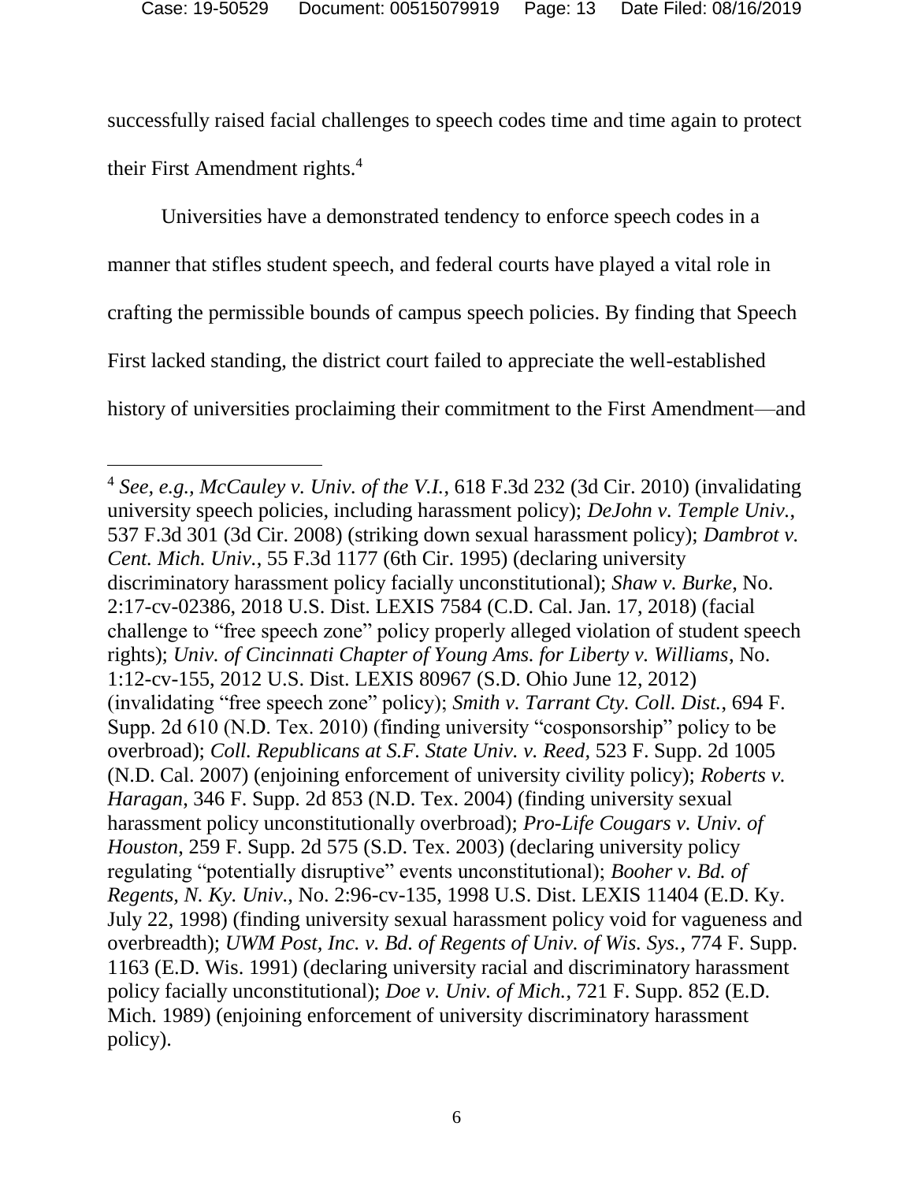successfully raised facial challenges to speech codes time and time again to protect their First Amendment rights.[4]

Universities have a demonstrated tendency to enforce speech codes in a manner that stifles student speech, and federal courts have played a vital role in crafting the permissible bounds of campus speech policies. By finding that Speech First lacked standing, the district court failed to appreciate the well-established history of universities proclaiming their commitment to the First Amendment—and

---

[4] *See, e.g.*, *McCauley v. Univ. of the V.I.*, 618 F.3d 232 (3d Cir. 2010) (invalidating university speech policies, including harassment policy); *DeJohn v. Temple Univ.*, 537 F.3d 301 (3d Cir. 2008) (striking down sexual harassment policy); *Dambrot v. Cent. Mich. Univ.*, 55 F.3d 1177 (6th Cir. 1995) (declaring university discriminatory harassment policy facially unconstitutional); *Shaw v. Burke*, No. 2:17-cv-02386, 2018 U.S. Dist. LEXIS 7584 (C.D. Cal. Jan. 17, 2018) (facial challenge to "free speech zone" policy properly alleged violation of student speech rights); *Univ. of Cincinnati Chapter of Young Ams. for Liberty v. Williams*, No. 1:12-cv-155, 2012 U.S. Dist. LEXIS 80967 (S.D. Ohio June 12, 2012) (invalidating "free speech zone" policy); *Smith v. Tarrant Cty. Coll. Dist.*, 694 F. Supp. 2d 610 (N.D. Tex. 2010) (finding university "cosponsorship" policy to be overbroad); *Coll. Republicans at S.F. State Univ. v. Reed*, 523 F. Supp. 2d 1005 (N.D. Cal. 2007) (enjoining enforcement of university civility policy); *Roberts v. Haragan*, 346 F. Supp. 2d 853 (N.D. Tex. 2004) (finding university sexual harassment policy unconstitutionally overbroad); *Pro-Life Cougars v. Univ. of Houston*, 259 F. Supp. 2d 575 (S.D. Tex. 2003) (declaring university policy regulating "potentially disruptive" events unconstitutional); *Booher v. Bd. of Regents, N. Ky. Univ.*, No. 2:96-cv-135, 1998 U.S. Dist. LEXIS 11404 (E.D. Ky. July 22, 1998) (finding university sexual harassment policy void for vagueness and overbreadth); *UWM Post, Inc. v. Bd. of Regents of Univ. of Wis. Sys.*, 774 F. Supp. 1163 (E.D. Wis. 1991) (declaring university racial and discriminatory harassment policy facially unconstitutional); *Doe v. Univ. of Mich.*, 721 F. Supp. 852 (E.D. Mich. 1989) (enjoining enforcement of university discriminatory harassment policy).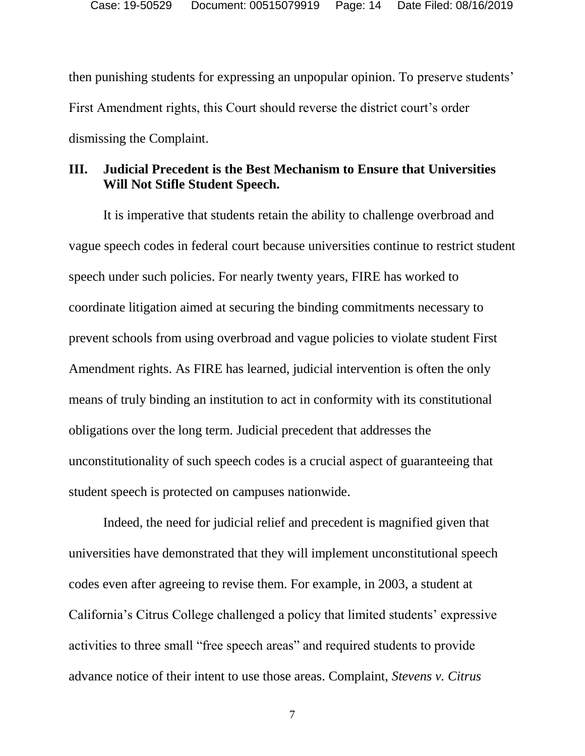then punishing students for expressing an unpopular opinion. To preserve students' First Amendment rights, this Court should reverse the district court's order dismissing the Complaint.

### III. Judicial Precedent is the Best Mechanism to Ensure that Universities Will Not Stifle Student Speech.

It is imperative that students retain the ability to challenge overbroad and vague speech codes in federal court because universities continue to restrict student speech under such policies. For nearly twenty years, FIRE has worked to coordinate litigation aimed at securing the binding commitments necessary to prevent schools from using overbroad and vague policies to violate student First Amendment rights. As FIRE has learned, judicial intervention is often the only means of truly binding an institution to act in conformity with its constitutional obligations over the long term. Judicial precedent that addresses the unconstitutionality of such speech codes is a crucial aspect of guaranteeing that student speech is protected on campuses nationwide.

Indeed, the need for judicial relief and precedent is magnified given that universities have demonstrated that they will implement unconstitutional speech codes even after agreeing to revise them. For example, in 2003, a student at California's Citrus College challenged a policy that limited students' expressive activities to three small "free speech areas" and required students to provide advance notice of their intent to use those areas. Complaint, *Stevens v. Citrus*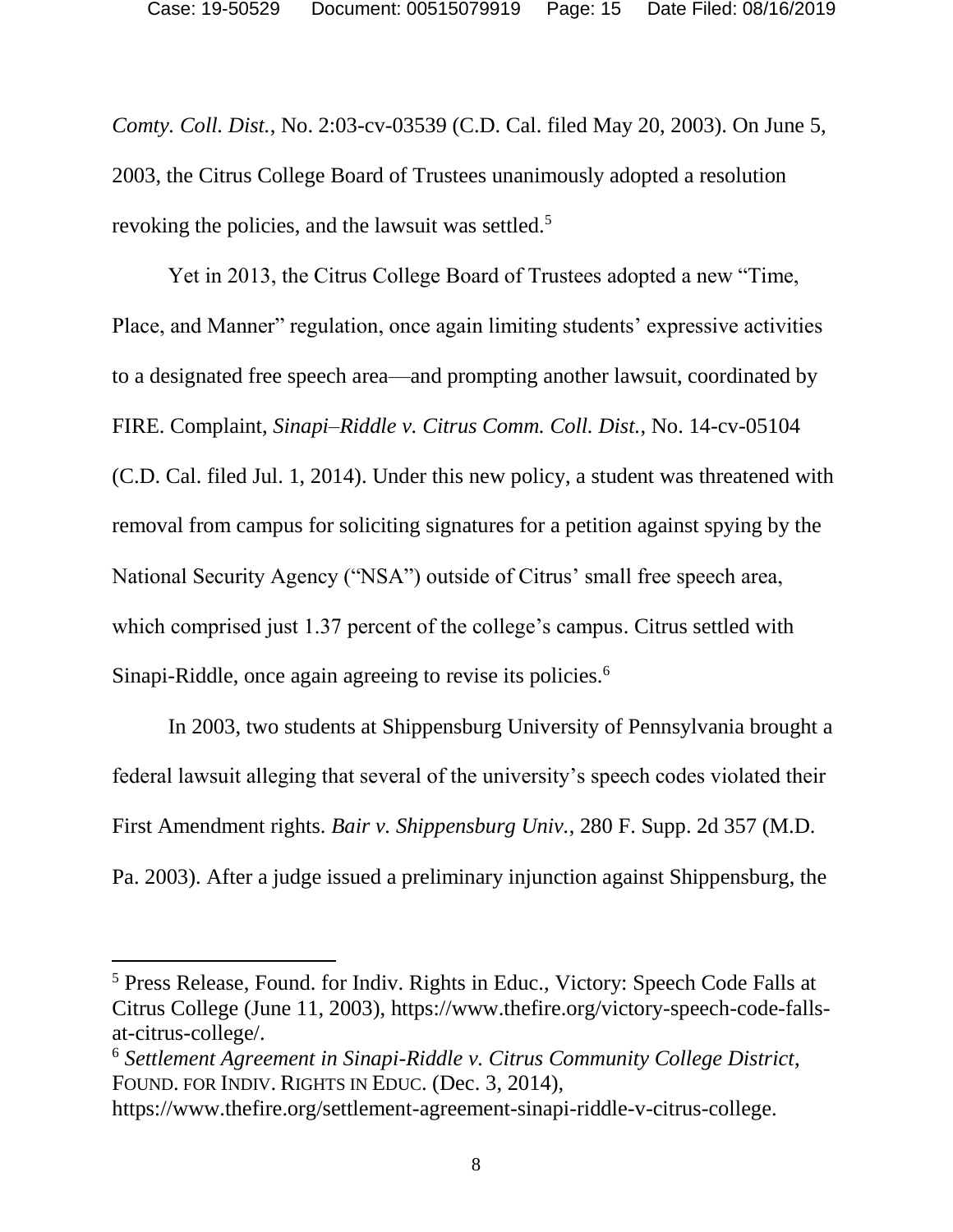*Comty. Coll. Dist.*, No. 2:03-cv-03539 (C.D. Cal. filed May 20, 2003). On June 5, 2003, the Citrus College Board of Trustees unanimously adopted a resolution revoking the policies, and the lawsuit was settled.[5]

Yet in 2013, the Citrus College Board of Trustees adopted a new "Time, Place, and Manner" regulation, once again limiting students' expressive activities to a designated free speech area—and prompting another lawsuit, coordinated by FIRE. Complaint, *Sinapi–Riddle v. Citrus Comm. Coll. Dist.*, No. 14-cv-05104 (C.D. Cal. filed Jul. 1, 2014). Under this new policy, a student was threatened with removal from campus for soliciting signatures for a petition against spying by the National Security Agency ("NSA") outside of Citrus' small free speech area, which comprised just 1.37 percent of the college's campus. Citrus settled with Sinapi-Riddle, once again agreeing to revise its policies.[6]

In 2003, two students at Shippensburg University of Pennsylvania brought a federal lawsuit alleging that several of the university's speech codes violated their First Amendment rights. *Bair v. Shippensburg Univ.*, 280 F. Supp. 2d 357 (M.D. Pa. 2003). After a judge issued a preliminary injunction against Shippensburg, the

---

[5] Press Release, Found. for Indiv. Rights in Educ., Victory: Speech Code Falls at Citrus College (June 11, 2003), https://www.thefire.org/victory-speech-code-falls-at-citrus-college/.

[6] *Settlement Agreement in Sinapi-Riddle v. Citrus Community College District*, FOUND. FOR INDIV. RIGHTS IN EDUC. (Dec. 3, 2014), https://www.thefire.org/settlement-agreement-sinapi-riddle-v-citrus-college.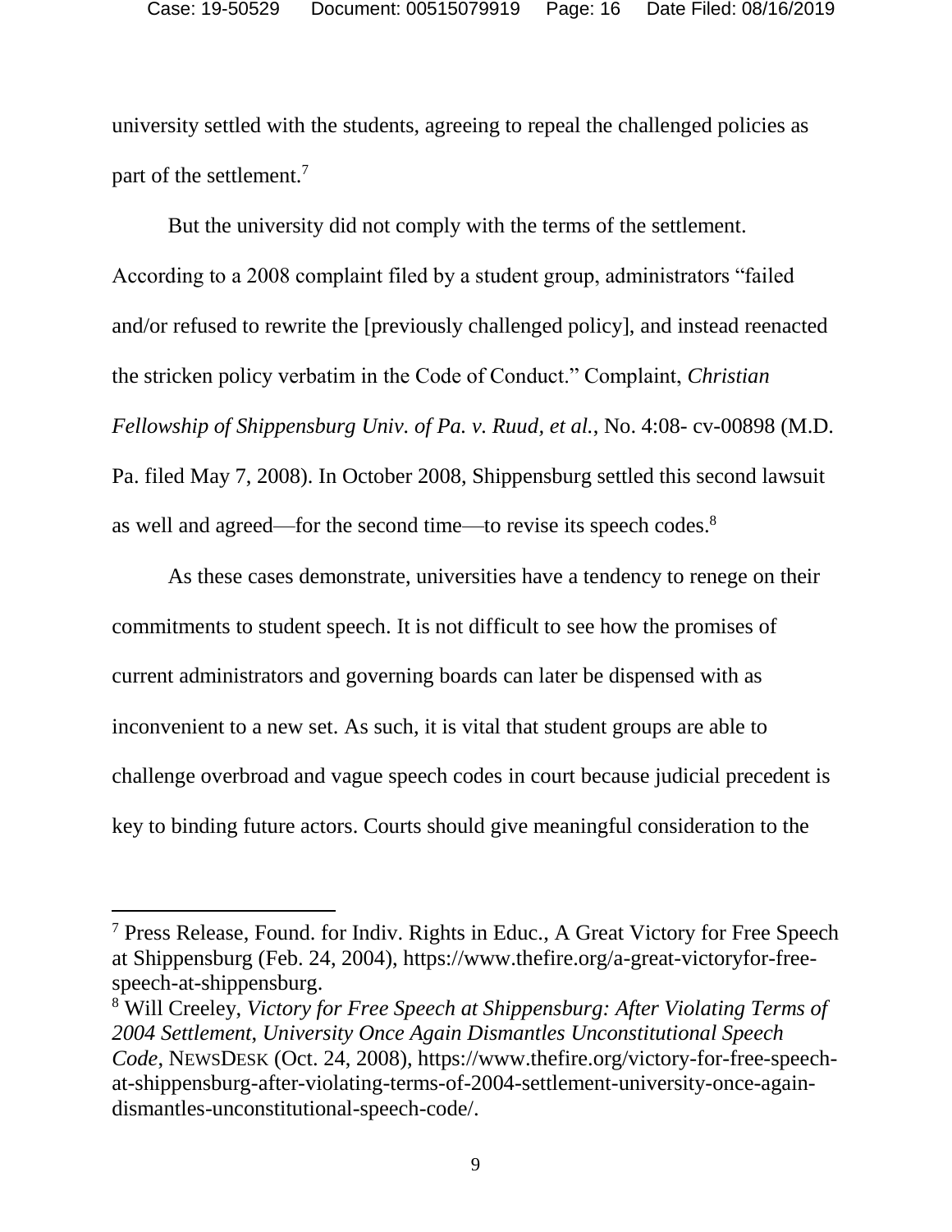university settled with the students, agreeing to repeal the challenged policies as part of the settlement.[7]

But the university did not comply with the terms of the settlement. According to a 2008 complaint filed by a student group, administrators "failed and/or refused to rewrite the [previously challenged policy], and instead reenacted the stricken policy verbatim in the Code of Conduct." Complaint, *Christian Fellowship of Shippensburg Univ. of Pa. v. Ruud, et al.*, No. 4:08- cv-00898 (M.D. Pa. filed May 7, 2008). In October 2008, Shippensburg settled this second lawsuit as well and agreed—for the second time—to revise its speech codes.[8]

As these cases demonstrate, universities have a tendency to renege on their commitments to student speech. It is not difficult to see how the promises of current administrators and governing boards can later be dispensed with as inconvenient to a new set. As such, it is vital that student groups are able to challenge overbroad and vague speech codes in court because judicial precedent is key to binding future actors. Courts should give meaningful consideration to the

---

[7] Press Release, Found. for Indiv. Rights in Educ., A Great Victory for Free Speech at Shippensburg (Feb. 24, 2004), https://www.thefire.org/a-great-victoryfor-free-speech-at-shippensburg.

[8] Will Creeley, *Victory for Free Speech at Shippensburg: After Violating Terms of 2004 Settlement, University Once Again Dismantles Unconstitutional Speech Code*, NEWSDESK (Oct. 24, 2008), https://www.thefire.org/victory-for-free-speech-at-shippensburg-after-violating-terms-of-2004-settlement-university-once-again-dismantles-unconstitutional-speech-code/.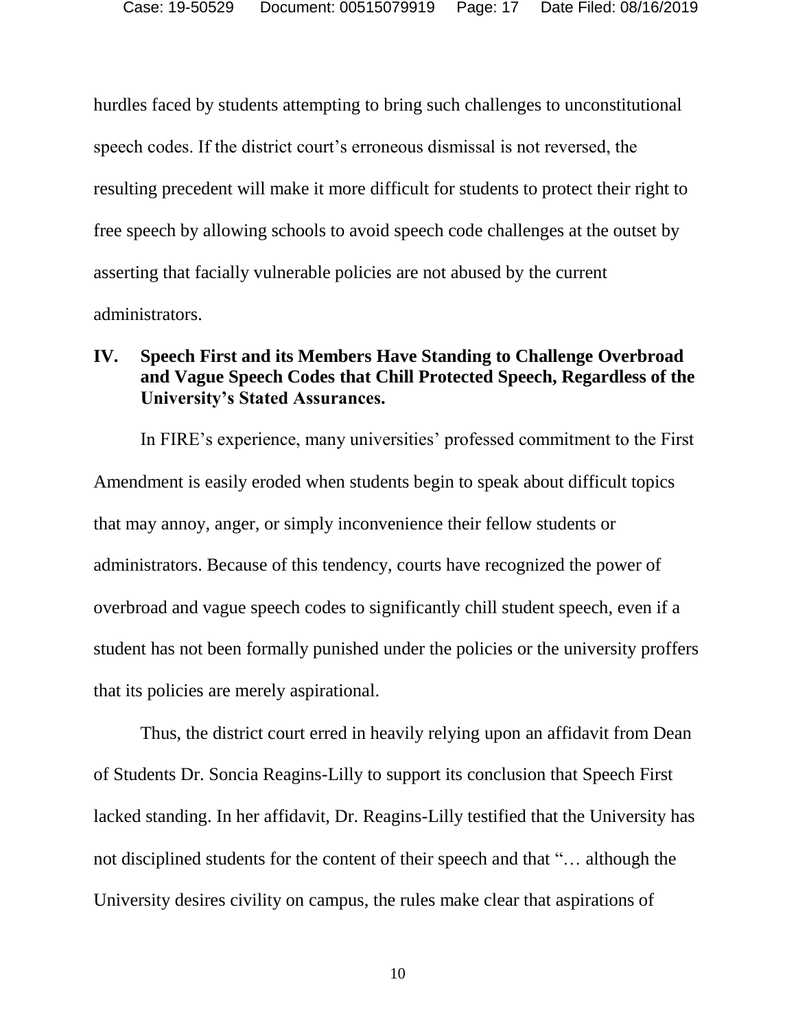hurdles faced by students attempting to bring such challenges to unconstitutional speech codes. If the district court's erroneous dismissal is not reversed, the resulting precedent will make it more difficult for students to protect their right to free speech by allowing schools to avoid speech code challenges at the outset by asserting that facially vulnerable policies are not abused by the current administrators.

## IV. Speech First and its Members Have Standing to Challenge Overbroad and Vague Speech Codes that Chill Protected Speech, Regardless of the University's Stated Assurances.

In FIRE's experience, many universities' professed commitment to the First Amendment is easily eroded when students begin to speak about difficult topics that may annoy, anger, or simply inconvenience their fellow students or administrators. Because of this tendency, courts have recognized the power of overbroad and vague speech codes to significantly chill student speech, even if a student has not been formally punished under the policies or the university proffers that its policies are merely aspirational.

Thus, the district court erred in heavily relying upon an affidavit from Dean of Students Dr. Soncia Reagins-Lilly to support its conclusion that Speech First lacked standing. In her affidavit, Dr. Reagins-Lilly testified that the University has not disciplined students for the content of their speech and that "… although the University desires civility on campus, the rules make clear that aspirations of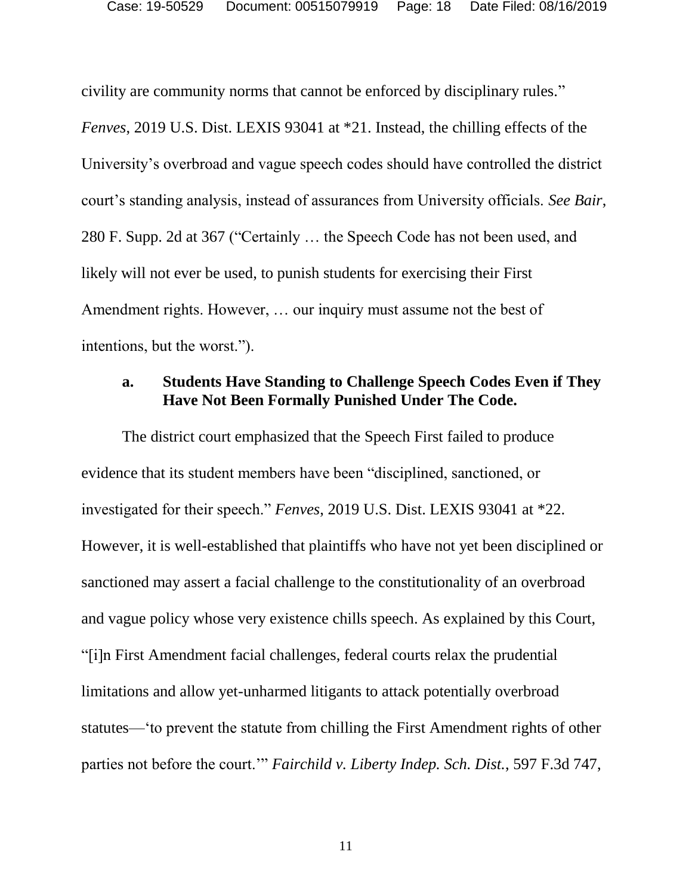civility are community norms that cannot be enforced by disciplinary rules." *Fenves*, 2019 U.S. Dist. LEXIS 93041 at *21. Instead, the chilling effects of the University's overbroad and vague speech codes should have controlled the district court's standing analysis, instead of assurances from University officials. *See Bair*, 280 F. Supp. 2d at 367 ("Certainly … the Speech Code has not been used, and likely will not ever be used, to punish students for exercising their First Amendment rights. However, … our inquiry must assume not the best of intentions, but the worst.").

#### a. Students Have Standing to Challenge Speech Codes Even if They Have Not Been Formally Punished Under The Code.

The district court emphasized that the Speech First failed to produce evidence that its student members have been "disciplined, sanctioned, or investigated for their speech." *Fenves*, 2019 U.S. Dist. LEXIS 93041 at *22. However, it is well-established that plaintiffs who have not yet been disciplined or sanctioned may assert a facial challenge to the constitutionality of an overbroad and vague policy whose very existence chills speech. As explained by this Court, "[i]n First Amendment facial challenges, federal courts relax the prudential limitations and allow yet-unharmed litigants to attack potentially overbroad statutes—'to prevent the statute from chilling the First Amendment rights of other parties not before the court.'" *Fairchild v. Liberty Indep. Sch. Dist.*, 597 F.3d 747,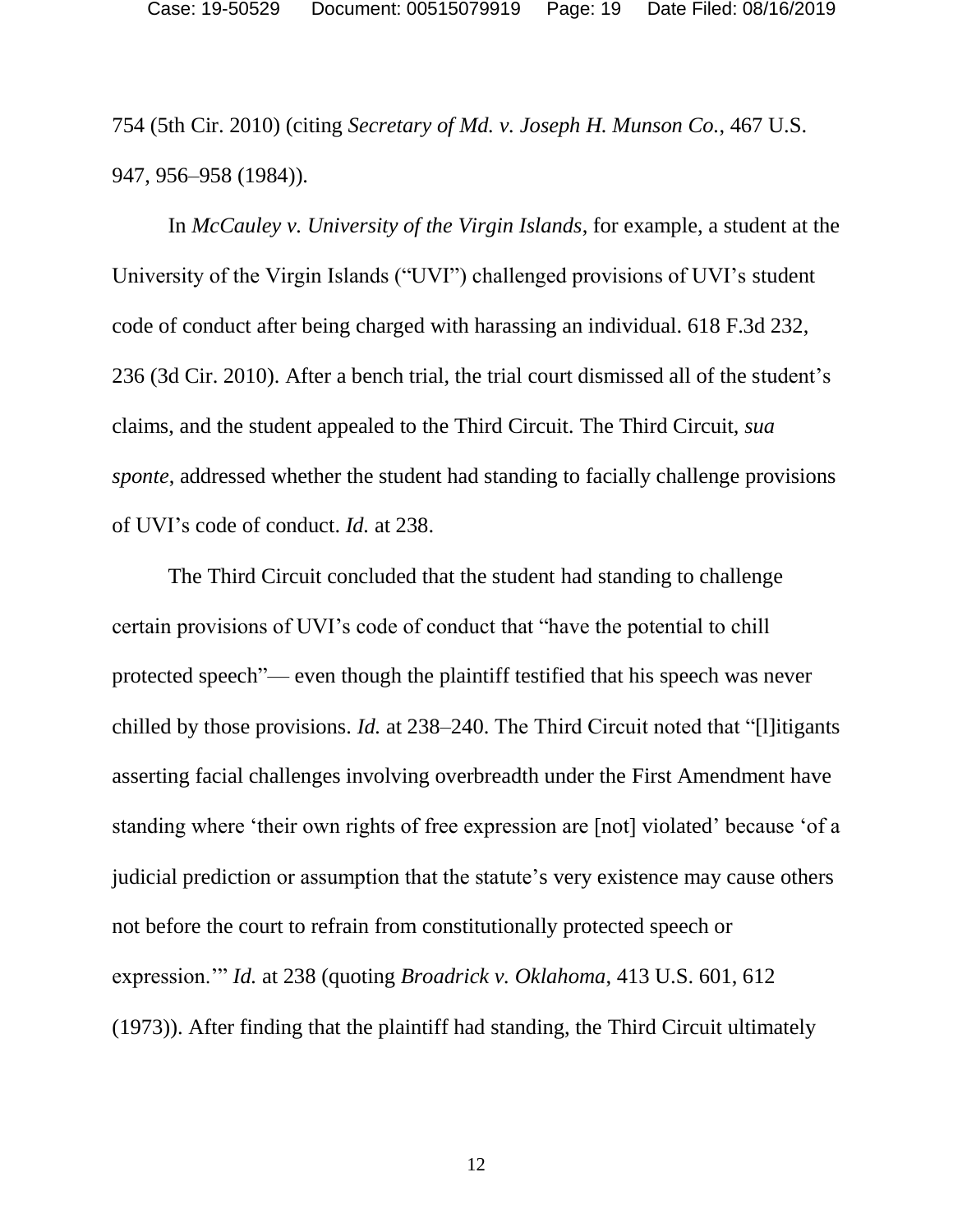754 (5th Cir. 2010) (citing *Secretary of Md. v. Joseph H. Munson Co.*, 467 U.S. 947, 956–958 (1984)).

In *McCauley v. University of the Virgin Islands*, for example, a student at the University of the Virgin Islands ("UVI") challenged provisions of UVI's student code of conduct after being charged with harassing an individual. 618 F.3d 232, 236 (3d Cir. 2010). After a bench trial, the trial court dismissed all of the student's claims, and the student appealed to the Third Circuit. The Third Circuit, *sua sponte*, addressed whether the student had standing to facially challenge provisions of UVI's code of conduct. *Id.* at 238.

The Third Circuit concluded that the student had standing to challenge certain provisions of UVI's code of conduct that "have the potential to chill protected speech"— even though the plaintiff testified that his speech was never chilled by those provisions. *Id.* at 238–240. The Third Circuit noted that "[l]itigants asserting facial challenges involving overbreadth under the First Amendment have standing where 'their own rights of free expression are [not] violated' because 'of a judicial prediction or assumption that the statute's very existence may cause others not before the court to refrain from constitutionally protected speech or expression.'" *Id.* at 238 (quoting *Broadrick v. Oklahoma*, 413 U.S. 601, 612 (1973)). After finding that the plaintiff had standing, the Third Circuit ultimately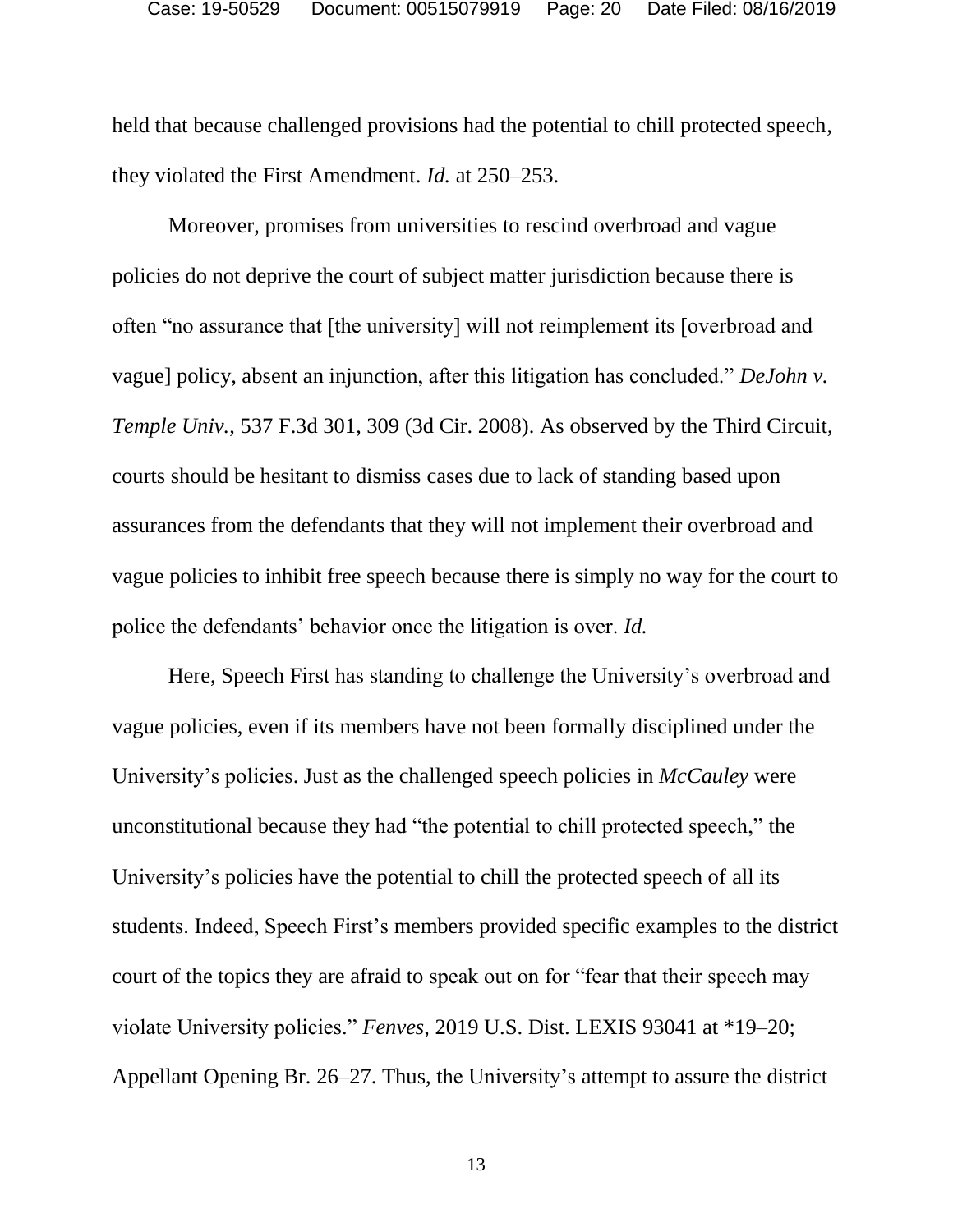held that because challenged provisions had the potential to chill protected speech, they violated the First Amendment. *Id.* at 250–253.

Moreover, promises from universities to rescind overbroad and vague policies do not deprive the court of subject matter jurisdiction because there is often "no assurance that [the university] will not reimplement its [overbroad and vague] policy, absent an injunction, after this litigation has concluded." *DeJohn v. Temple Univ.*, 537 F.3d 301, 309 (3d Cir. 2008). As observed by the Third Circuit, courts should be hesitant to dismiss cases due to lack of standing based upon assurances from the defendants that they will not implement their overbroad and vague policies to inhibit free speech because there is simply no way for the court to police the defendants' behavior once the litigation is over. *Id.*

Here, Speech First has standing to challenge the University's overbroad and vague policies, even if its members have not been formally disciplined under the University's policies. Just as the challenged speech policies in *McCauley* were unconstitutional because they had "the potential to chill protected speech," the University's policies have the potential to chill the protected speech of all its students. Indeed, Speech First's members provided specific examples to the district court of the topics they are afraid to speak out on for "fear that their speech may violate University policies." *Fenves*, 2019 U.S. Dist. LEXIS 93041 at *19–20; Appellant Opening Br. 26–27. Thus, the University's attempt to assure the district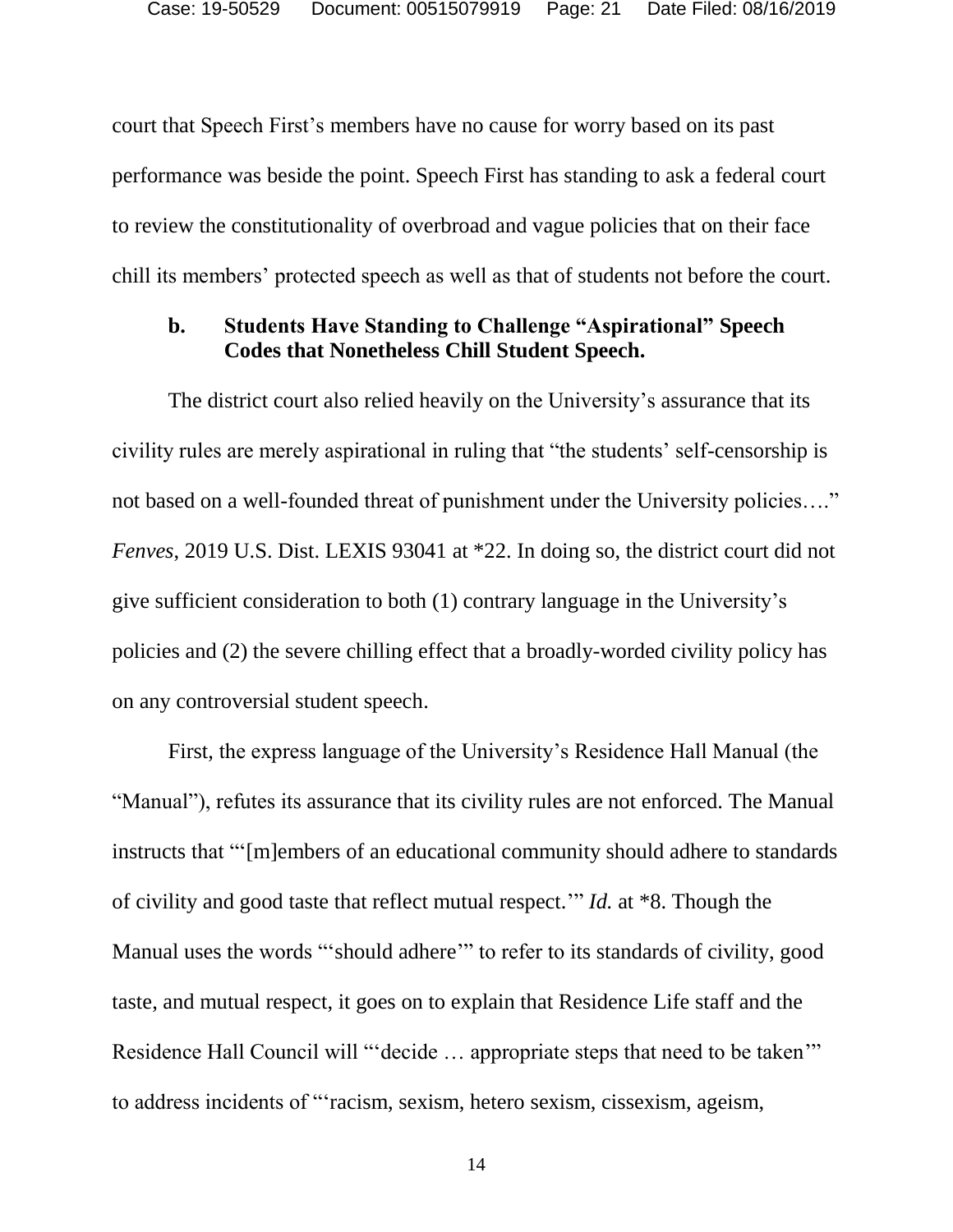court that Speech First's members have no cause for worry based on its past performance was beside the point. Speech First has standing to ask a federal court to review the constitutionality of overbroad and vague policies that on their face chill its members' protected speech as well as that of students not before the court.

### b. Students Have Standing to Challenge "Aspirational" Speech Codes that Nonetheless Chill Student Speech.

The district court also relied heavily on the University's assurance that its civility rules are merely aspirational in ruling that "the students' self-censorship is not based on a well-founded threat of punishment under the University policies…." *Fenves*, 2019 U.S. Dist. LEXIS 93041 at *22. In doing so, the district court did not give sufficient consideration to both (1) contrary language in the University's policies and (2) the severe chilling effect that a broadly-worded civility policy has on any controversial student speech.

First, the express language of the University's Residence Hall Manual (the "Manual"), refutes its assurance that its civility rules are not enforced. The Manual instructs that "'[m]embers of an educational community should adhere to standards of civility and good taste that reflect mutual respect.'" *Id.* at *8. Though the Manual uses the words "'should adhere'" to refer to its standards of civility, good taste, and mutual respect, it goes on to explain that Residence Life staff and the Residence Hall Council will "'decide … appropriate steps that need to be taken'" to address incidents of "'racism, sexism, hetero sexism, cissexism, ageism,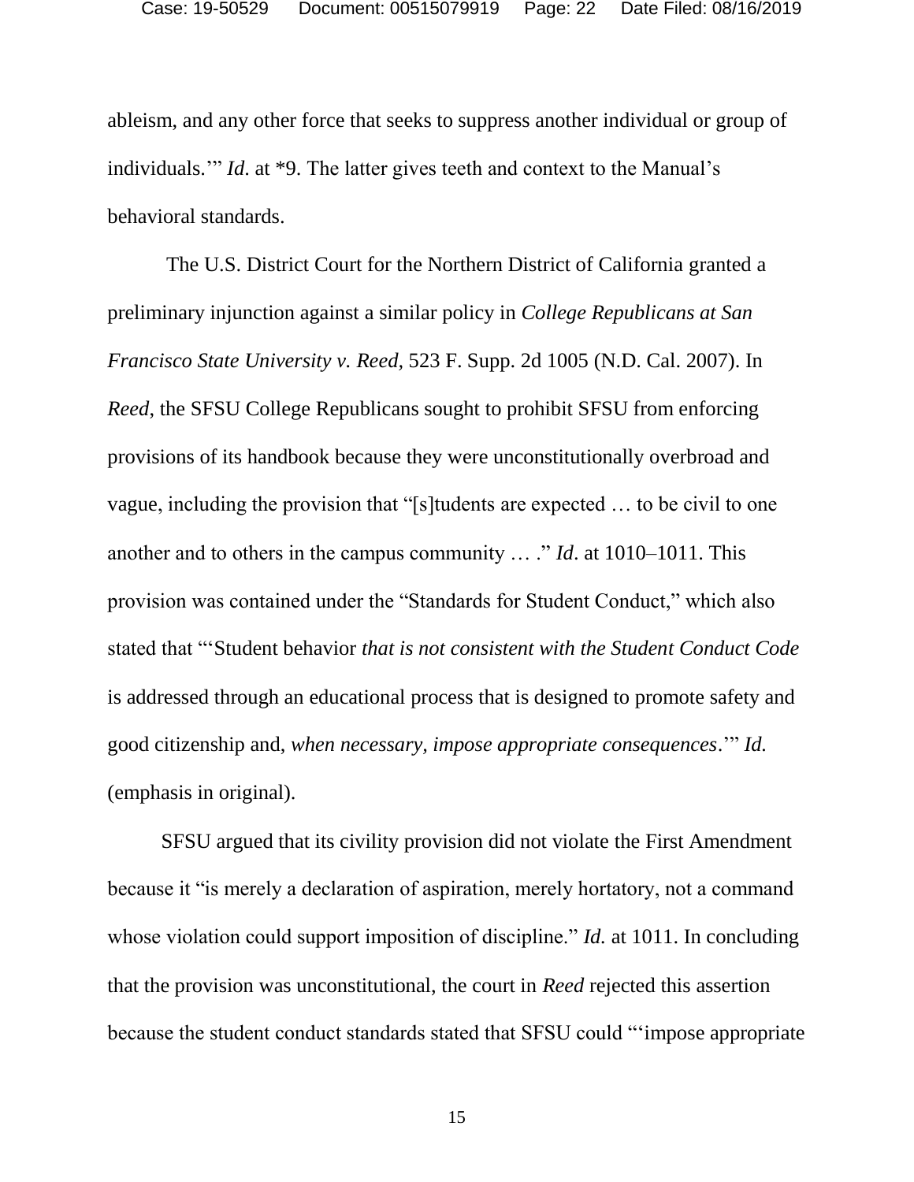ableism, and any other force that seeks to suppress another individual or group of individuals.'" *Id.* at *9. The latter gives teeth and context to the Manual's behavioral standards.

The U.S. District Court for the Northern District of California granted a preliminary injunction against a similar policy in *College Republicans at San Francisco State University v. Reed*, 523 F. Supp. 2d 1005 (N.D. Cal. 2007). In *Reed*, the SFSU College Republicans sought to prohibit SFSU from enforcing provisions of its handbook because they were unconstitutionally overbroad and vague, including the provision that "[s]tudents are expected … to be civil to one another and to others in the campus community … ." *Id*. at 1010–1011. This provision was contained under the "Standards for Student Conduct," which also stated that "'Student behavior *that is not consistent with the Student Conduct Code* is addressed through an educational process that is designed to promote safety and good citizenship and, *when necessary, impose appropriate consequences*.'" *Id.* (emphasis in original).

SFSU argued that its civility provision did not violate the First Amendment because it "is merely a declaration of aspiration, merely hortatory, not a command whose violation could support imposition of discipline." *Id.* at 1011. In concluding that the provision was unconstitutional, the court in *Reed* rejected this assertion because the student conduct standards stated that SFSU could "'impose appropriate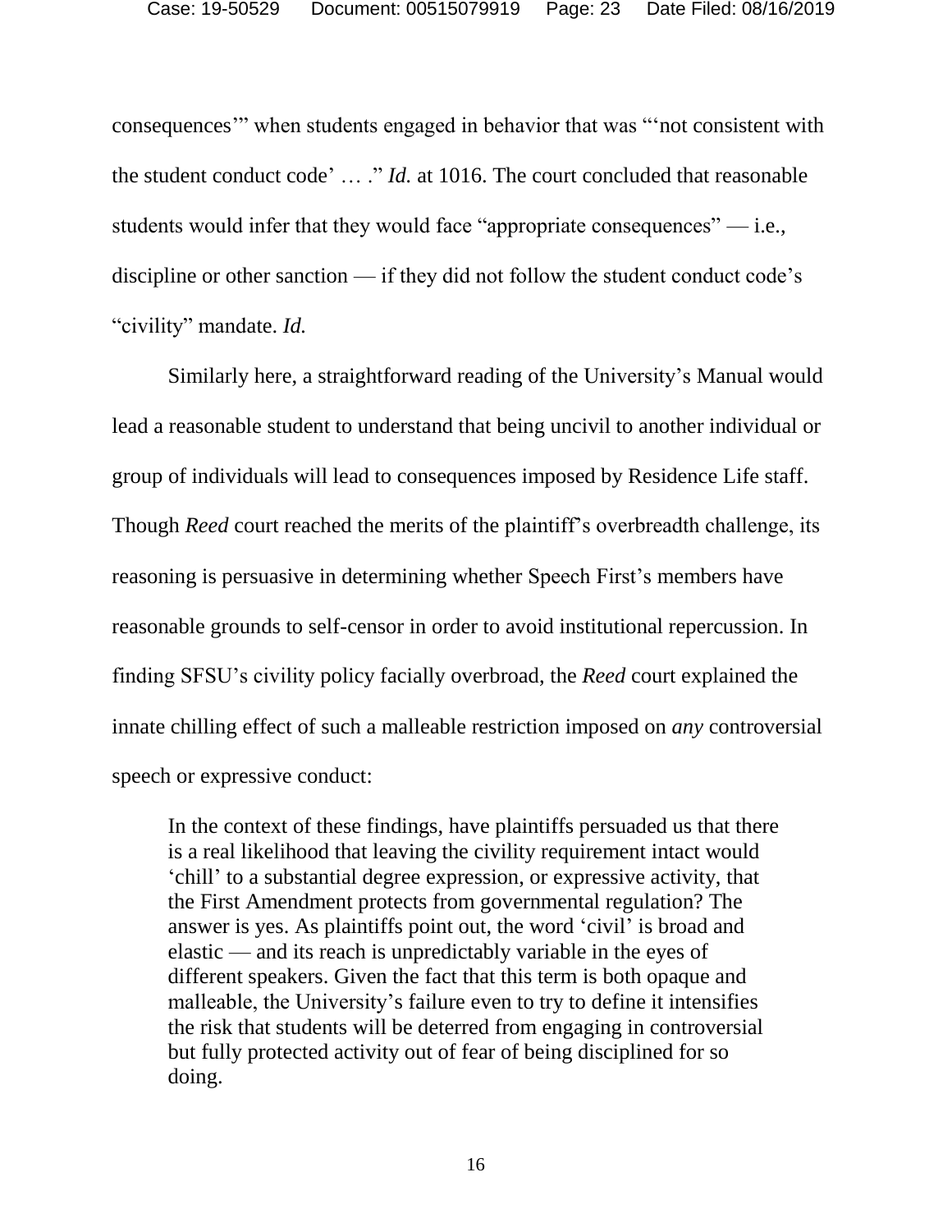consequences'" when students engaged in behavior that was "'not consistent with the student conduct code' … ." *Id.* at 1016. The court concluded that reasonable students would infer that they would face "appropriate consequences" — i.e., discipline or other sanction — if they did not follow the student conduct code's "civility" mandate. *Id.*

Similarly here, a straightforward reading of the University's Manual would lead a reasonable student to understand that being uncivil to another individual or group of individuals will lead to consequences imposed by Residence Life staff. Though *Reed* court reached the merits of the plaintiff's overbreadth challenge, its reasoning is persuasive in determining whether Speech First's members have reasonable grounds to self-censor in order to avoid institutional repercussion. In finding SFSU's civility policy facially overbroad, the *Reed* court explained the innate chilling effect of such a malleable restriction imposed on *any* controversial speech or expressive conduct:

> In the context of these findings, have plaintiffs persuaded us that there is a real likelihood that leaving the civility requirement intact would 'chill' to a substantial degree expression, or expressive activity, that the First Amendment protects from governmental regulation? The answer is yes. As plaintiffs point out, the word 'civil' is broad and elastic — and its reach is unpredictably variable in the eyes of different speakers. Given the fact that this term is both opaque and malleable, the University's failure even to try to define it intensifies the risk that students will be deterred from engaging in controversial but fully protected activity out of fear of being disciplined for so doing.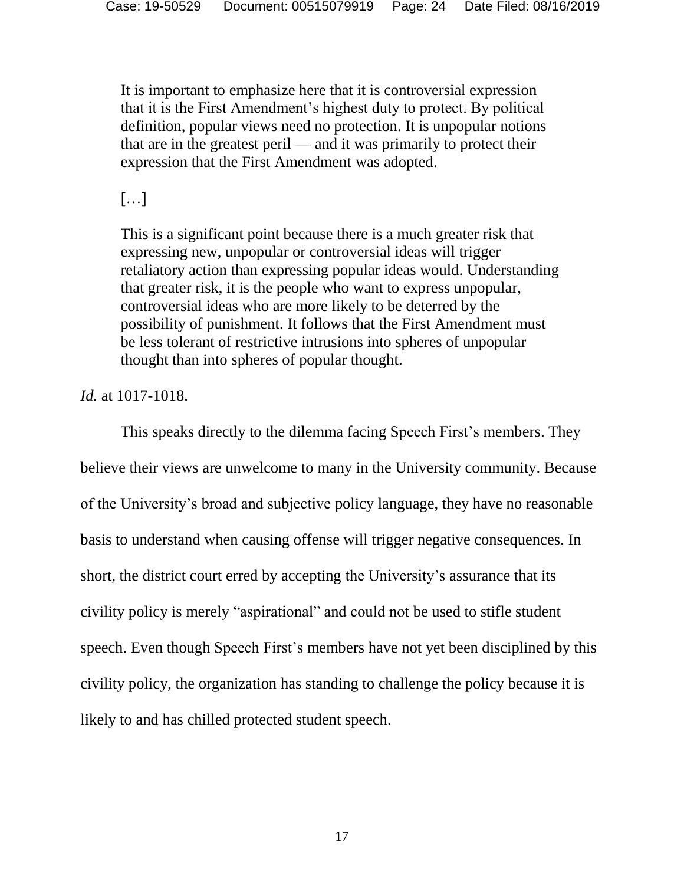> It is important to emphasize here that it is controversial expression that it is the First Amendment's highest duty to protect. By political definition, popular views need no protection. It is unpopular notions that are in the greatest peril — and it was primarily to protect their expression that the First Amendment was adopted.
>
> […]
>
> This is a significant point because there is a much greater risk that expressing new, unpopular or controversial ideas will trigger retaliatory action than expressing popular ideas would. Understanding that greater risk, it is the people who want to express unpopular, controversial ideas who are more likely to be deterred by the possibility of punishment. It follows that the First Amendment must be less tolerant of restrictive intrusions into spheres of unpopular thought than into spheres of popular thought.

*Id.* at 1017-1018.

This speaks directly to the dilemma facing Speech First's members. They believe their views are unwelcome to many in the University community. Because of the University's broad and subjective policy language, they have no reasonable basis to understand when causing offense will trigger negative consequences. In short, the district court erred by accepting the University's assurance that its civility policy is merely "aspirational" and could not be used to stifle student speech. Even though Speech First's members have not yet been disciplined by this civility policy, the organization has standing to challenge the policy because it is likely to and has chilled protected student speech.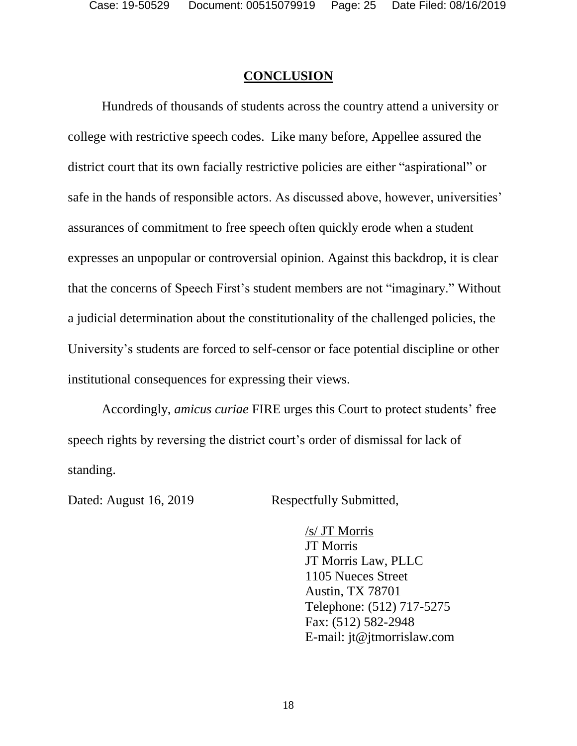# CONCLUSION

Hundreds of thousands of students across the country attend a university or college with restrictive speech codes. Like many before, Appellee assured the district court that its own facially restrictive policies are either "aspirational" or safe in the hands of responsible actors. As discussed above, however, universities' assurances of commitment to free speech often quickly erode when a student expresses an unpopular or controversial opinion. Against this backdrop, it is clear that the concerns of Speech First's student members are not "imaginary." Without a judicial determination about the constitutionality of the challenged policies, the University's students are forced to self-censor or face potential discipline or other institutional consequences for expressing their views.

Accordingly, *amicus curiae* FIRE urges this Court to protect students' free speech rights by reversing the district court's order of dismissal for lack of standing.

Dated: August 16, 2019

Respectfully Submitted,

/s/ JT Morris
JT Morris
JT Morris Law, PLLC
1105 Nueces Street
Austin, TX 78701
Telephone: (512) 717-5275
Fax: (512) 582-2948
E-mail: jt@jtmorrislaw.com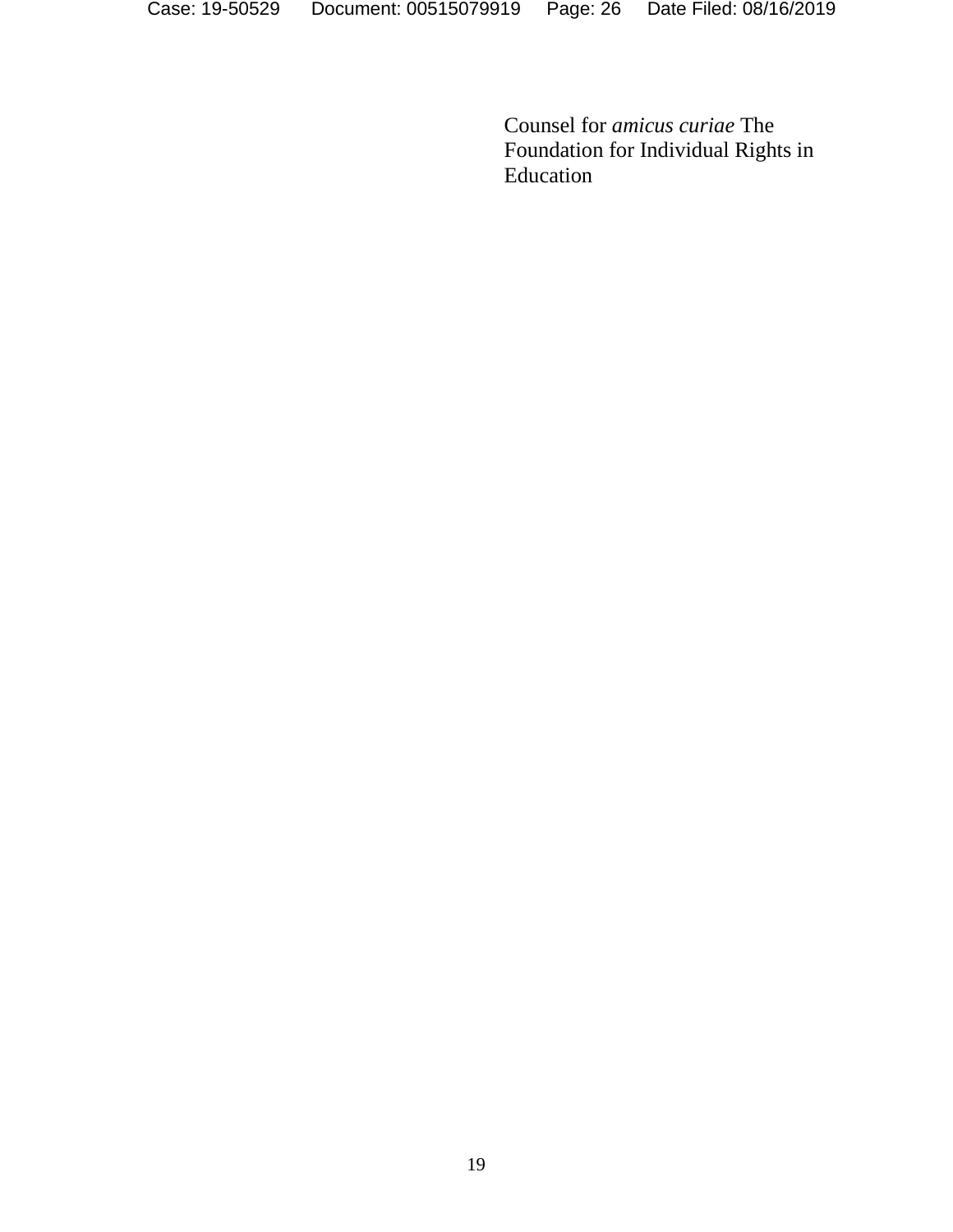Counsel for *amicus curiae* The Foundation for Individual Rights in Education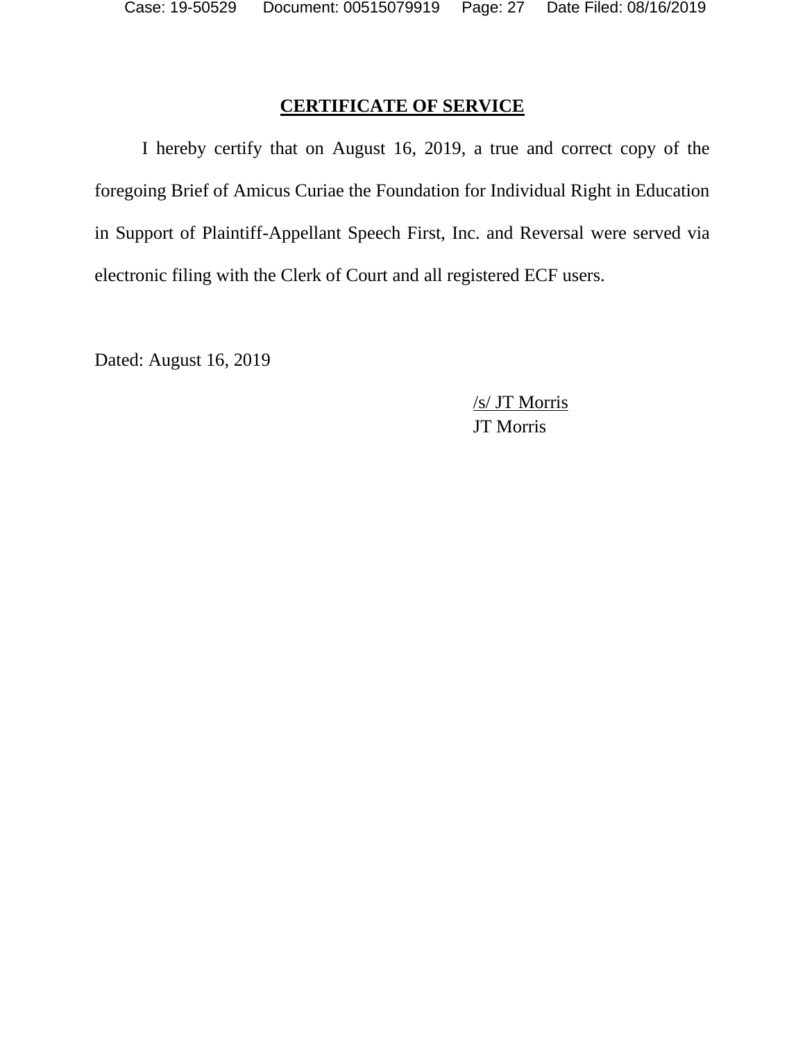## CERTIFICATE OF SERVICE

I hereby certify that on August 16, 2019, a true and correct copy of the foregoing Brief of Amicus Curiae the Foundation for Individual Right in Education in Support of Plaintiff-Appellant Speech First, Inc. and Reversal were served via electronic filing with the Clerk of Court and all registered ECF users.

Dated: August 16, 2019

/s/ JT Morris
JT Morris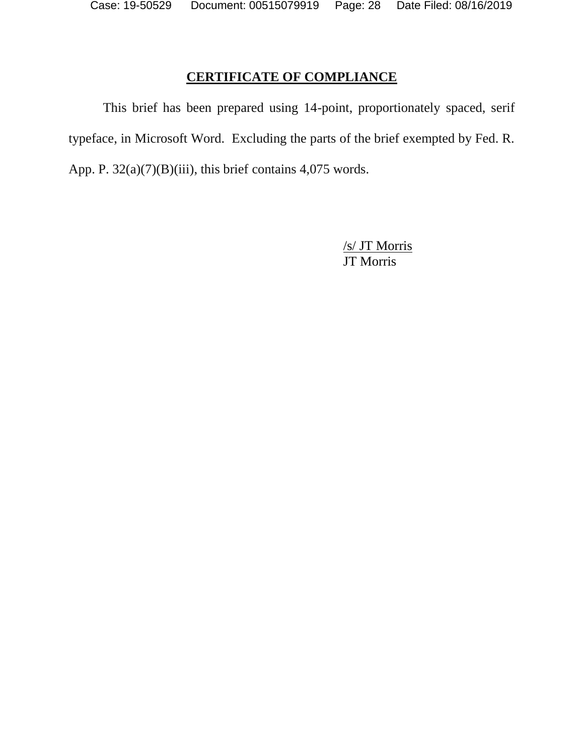## CERTIFICATE OF COMPLIANCE

This brief has been prepared using 14-point, proportionately spaced, serif typeface, in Microsoft Word. Excluding the parts of the brief exempted by Fed. R. App. P. 32(a)(7)(B)(iii), this brief contains 4,075 words.

/s/ JT Morris
JT Morris